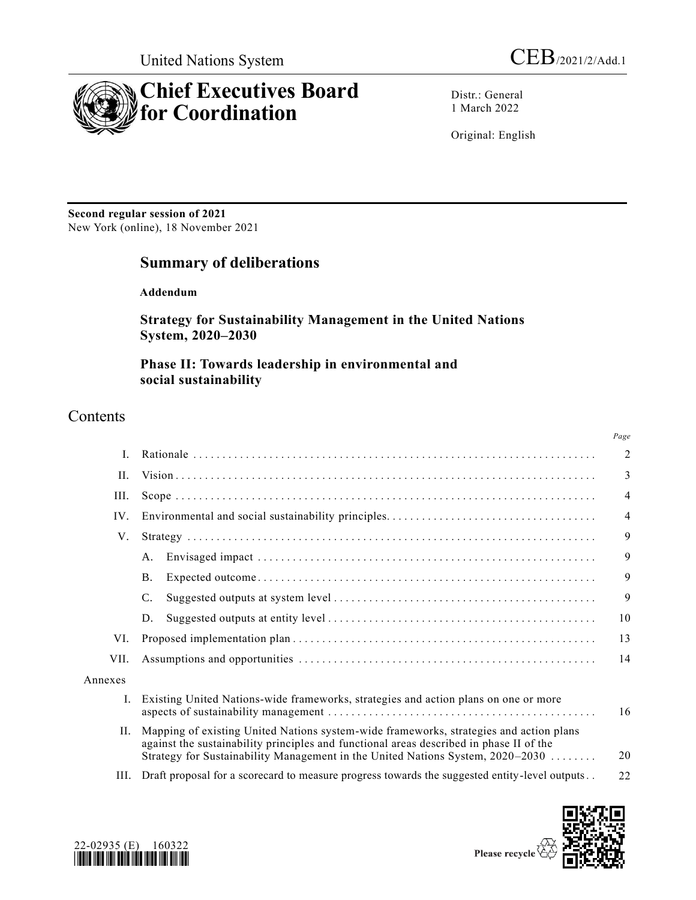United Nations System

CEB/2021/2/Add.1

# Chief Executives Board for Coordination

Distr.: General
1 March 2022

Original: English

**Second regular session of 2021**
New York (online), 18 November 2021

## Summary of deliberations

**Addendum**

### Strategy for Sustainability Management in the United Nations System, 2020–2030

### Phase II: Towards leadership in environmental and social sustainability

## Contents

| | | Page |
|---|---|---|
| I. | Rationale | 2 |
| II. | Vision | 3 |
| III. | Scope | 4 |
| IV. | Environmental and social sustainability principles | 4 |
| V. | Strategy | 9 |
| | A. Envisaged impact | 9 |
| | B. Expected outcome | 9 |
| | C. Suggested outputs at system level | 9 |
| | D. Suggested outputs at entity level | 10 |
| VI. | Proposed implementation plan | 13 |
| VII. | Assumptions and opportunities | 14 |
| Annexes | | |
| I. | Existing United Nations-wide frameworks, strategies and action plans on one or more aspects of sustainability management | 16 |
| II. | Mapping of existing United Nations system-wide frameworks, strategies and action plans against the sustainability principles and functional areas described in phase II of the Strategy for Sustainability Management in the United Nations System, 2020–2030 | 20 |
| III. | Draft proposal for a scorecard to measure progress towards the suggested entity-level outputs | 22 |

22-02935 (E) 160322

Please recycle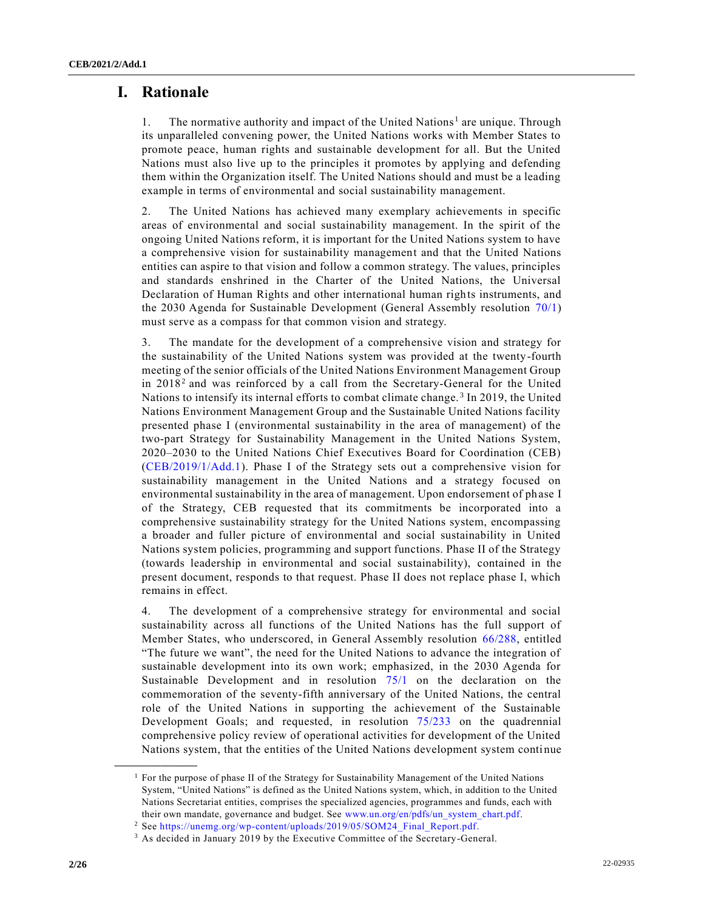# I. Rationale

1. The normative authority and impact of the United Nations[1] are unique. Through its unparalleled convening power, the United Nations works with Member States to promote peace, human rights and sustainable development for all. But the United Nations must also live up to the principles it promotes by applying and defending them within the Organization itself. The United Nations should and must be a leading example in terms of environmental and social sustainability management.

2. The United Nations has achieved many exemplary achievements in specific areas of environmental and social sustainability management. In the spirit of the ongoing United Nations reform, it is important for the United Nations system to have a comprehensive vision for sustainability management and that the United Nations entities can aspire to that vision and follow a common strategy. The values, principles and standards enshrined in the Charter of the United Nations, the Universal Declaration of Human Rights and other international human rights instruments, and the 2030 Agenda for Sustainable Development (General Assembly resolution 70/1) must serve as a compass for that common vision and strategy.

3. The mandate for the development of a comprehensive vision and strategy for the sustainability of the United Nations system was provided at the twenty-fourth meeting of the senior officials of the United Nations Environment Management Group in 2018[2] and was reinforced by a call from the Secretary-General for the United Nations to intensify its internal efforts to combat climate change.[3] In 2019, the United Nations Environment Management Group and the Sustainable United Nations facility presented phase I (environmental sustainability in the area of management) of the two-part Strategy for Sustainability Management in the United Nations System, 2020–2030 to the United Nations Chief Executives Board for Coordination (CEB) (CEB/2019/1/Add.1). Phase I of the Strategy sets out a comprehensive vision for sustainability management in the United Nations and a strategy focused on environmental sustainability in the area of management. Upon endorsement of phase I of the Strategy, CEB requested that its commitments be incorporated into a comprehensive sustainability strategy for the United Nations system, encompassing a broader and fuller picture of environmental and social sustainability in United Nations system policies, programming and support functions. Phase II of the Strategy (towards leadership in environmental and social sustainability), contained in the present document, responds to that request. Phase II does not replace phase I, which remains in effect.

4. The development of a comprehensive strategy for environmental and social sustainability across all functions of the United Nations has the full support of Member States, who underscored, in General Assembly resolution 66/288, entitled "The future we want", the need for the United Nations to advance the integration of sustainable development into its own work; emphasized, in the 2030 Agenda for Sustainable Development and in resolution 75/1 on the declaration on the commemoration of the seventy-fifth anniversary of the United Nations, the central role of the United Nations in supporting the achievement of the Sustainable Development Goals; and requested, in resolution 75/233 on the quadrennial comprehensive policy review of operational activities for development of the United Nations system, that the entities of the United Nations development system continue

---

[1] For the purpose of phase II of the Strategy for Sustainability Management of the United Nations System, "United Nations" is defined as the United Nations system, which, in addition to the United Nations Secretariat entities, comprises the specialized agencies, programmes and funds, each with their own mandate, governance and budget. See www.un.org/en/pdfs/un_system_chart.pdf.

[2] See https://unemg.org/wp-content/uploads/2019/05/SOM24_Final_Report.pdf.

[3] As decided in January 2019 by the Executive Committee of the Secretary-General.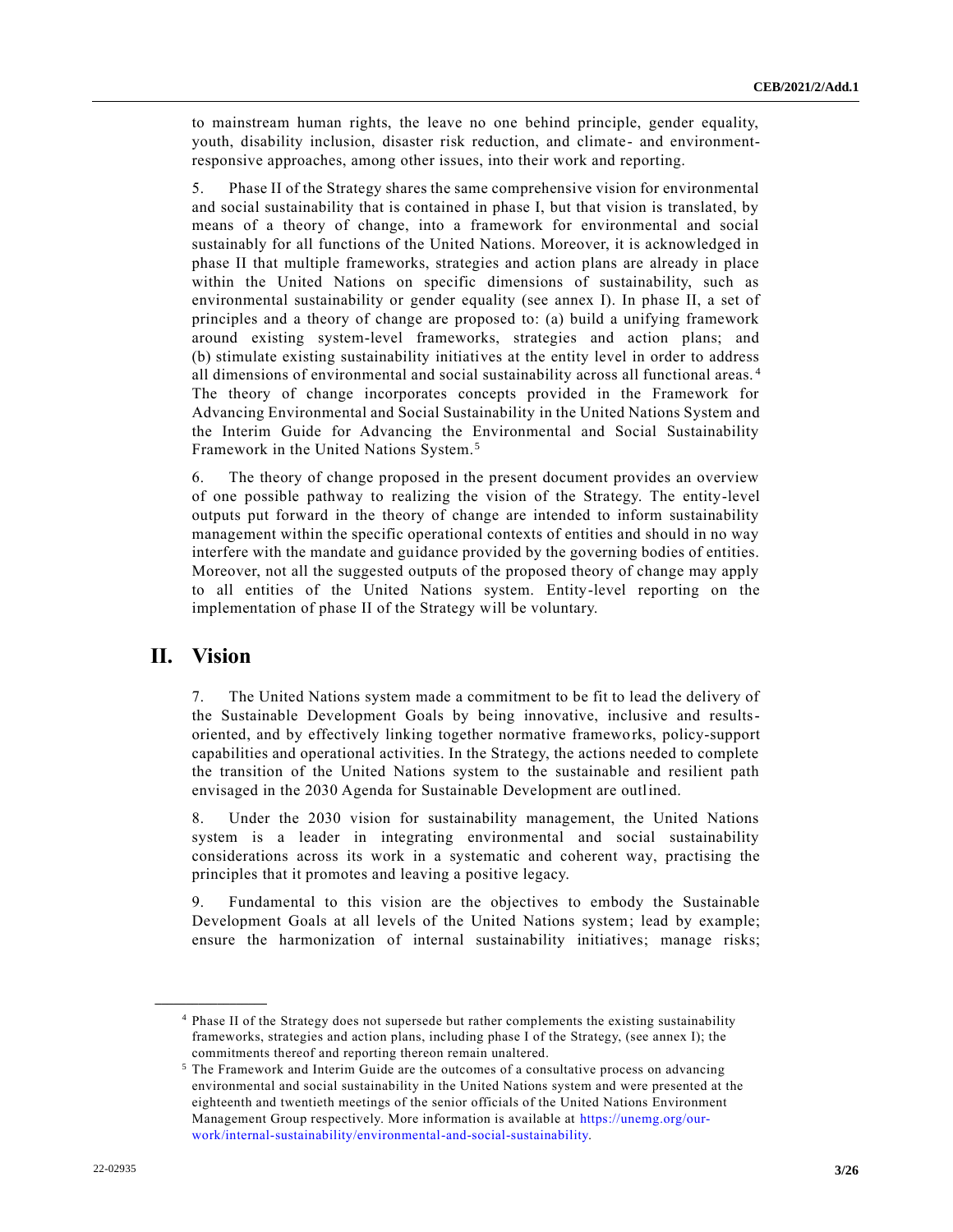to mainstream human rights, the leave no one behind principle, gender equality, youth, disability inclusion, disaster risk reduction, and climate- and environment-responsive approaches, among other issues, into their work and reporting.

5. Phase II of the Strategy shares the same comprehensive vision for environmental and social sustainability that is contained in phase I, but that vision is translated, by means of a theory of change, into a framework for environmental and social sustainably for all functions of the United Nations. Moreover, it is acknowledged in phase II that multiple frameworks, strategies and action plans are already in place within the United Nations on specific dimensions of sustainability, such as environmental sustainability or gender equality (see annex I). In phase II, a set of principles and a theory of change are proposed to: (a) build a unifying framework around existing system-level frameworks, strategies and action plans; and (b) stimulate existing sustainability initiatives at the entity level in order to address all dimensions of environmental and social sustainability across all functional areas.[4] The theory of change incorporates concepts provided in the Framework for Advancing Environmental and Social Sustainability in the United Nations System and the Interim Guide for Advancing the Environmental and Social Sustainability Framework in the United Nations System.[5]

6. The theory of change proposed in the present document provides an overview of one possible pathway to realizing the vision of the Strategy. The entity-level outputs put forward in the theory of change are intended to inform sustainability management within the specific operational contexts of entities and should in no way interfere with the mandate and guidance provided by the governing bodies of entities. Moreover, not all the suggested outputs of the proposed theory of change may apply to all entities of the United Nations system. Entity-level reporting on the implementation of phase II of the Strategy will be voluntary.

## II. Vision

7. The United Nations system made a commitment to be fit to lead the delivery of the Sustainable Development Goals by being innovative, inclusive and results-oriented, and by effectively linking together normative frameworks, policy-support capabilities and operational activities. In the Strategy, the actions needed to complete the transition of the United Nations system to the sustainable and resilient path envisaged in the 2030 Agenda for Sustainable Development are outlined.

8. Under the 2030 vision for sustainability management, the United Nations system is a leader in integrating environmental and social sustainability considerations across its work in a systematic and coherent way, practising the principles that it promotes and leaving a positive legacy.

9. Fundamental to this vision are the objectives to embody the Sustainable Development Goals at all levels of the United Nations system; lead by example; ensure the harmonization of internal sustainability initiatives; manage risks;

---

[4] Phase II of the Strategy does not supersede but rather complements the existing sustainability frameworks, strategies and action plans, including phase I of the Strategy, (see annex I); the commitments thereof and reporting thereon remain unaltered.

[5] The Framework and Interim Guide are the outcomes of a consultative process on advancing environmental and social sustainability in the United Nations system and were presented at the eighteenth and twentieth meetings of the senior officials of the United Nations Environment Management Group respectively. More information is available at https://unemg.org/our-work/internal-sustainability/environmental-and-social-sustainability.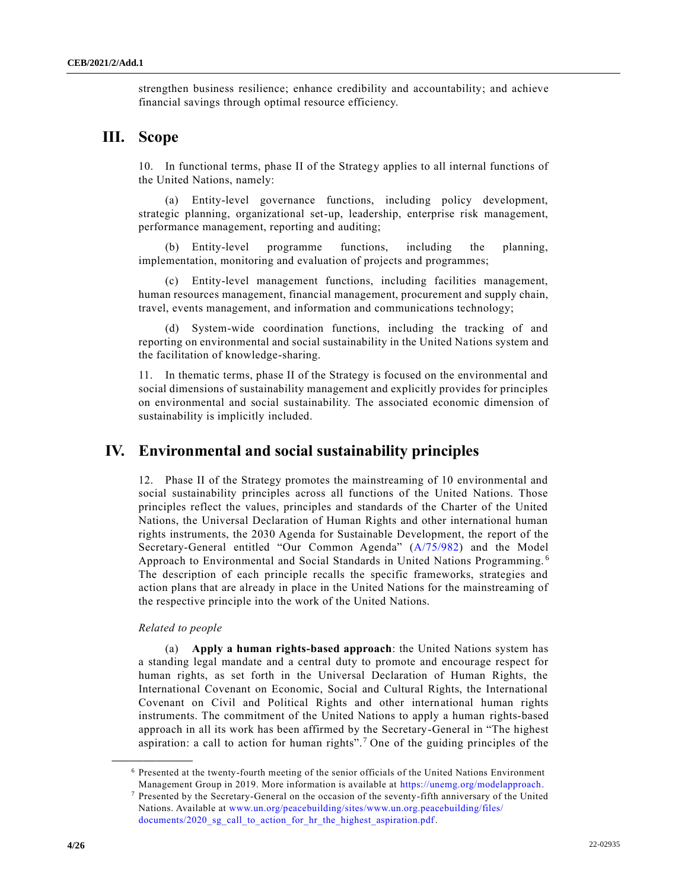strengthen business resilience; enhance credibility and accountability; and achieve financial savings through optimal resource efficiency.

## III. Scope

10. In functional terms, phase II of the Strategy applies to all internal functions of the United Nations, namely:

(a) Entity-level governance functions, including policy development, strategic planning, organizational set-up, leadership, enterprise risk management, performance management, reporting and auditing;

(b) Entity-level programme functions, including the planning, implementation, monitoring and evaluation of projects and programmes;

(c) Entity-level management functions, including facilities management, human resources management, financial management, procurement and supply chain, travel, events management, and information and communications technology;

(d) System-wide coordination functions, including the tracking of and reporting on environmental and social sustainability in the United Nations system and the facilitation of knowledge-sharing.

11. In thematic terms, phase II of the Strategy is focused on the environmental and social dimensions of sustainability management and explicitly provides for principles on environmental and social sustainability. The associated economic dimension of sustainability is implicitly included.

## IV. Environmental and social sustainability principles

12. Phase II of the Strategy promotes the mainstreaming of 10 environmental and social sustainability principles across all functions of the United Nations. Those principles reflect the values, principles and standards of the Charter of the United Nations, the Universal Declaration of Human Rights and other international human rights instruments, the 2030 Agenda for Sustainable Development, the report of the Secretary-General entitled "Our Common Agenda" (A/75/982) and the Model Approach to Environmental and Social Standards in United Nations Programming.[6] The description of each principle recalls the specific frameworks, strategies and action plans that are already in place in the United Nations for the mainstreaming of the respective principle into the work of the United Nations.

*Related to people*

(a) **Apply a human rights-based approach**: the United Nations system has a standing legal mandate and a central duty to promote and encourage respect for human rights, as set forth in the Universal Declaration of Human Rights, the International Covenant on Economic, Social and Cultural Rights, the International Covenant on Civil and Political Rights and other international human rights instruments. The commitment of the United Nations to apply a human rights-based approach in all its work has been affirmed by the Secretary-General in "The highest aspiration: a call to action for human rights".[7] One of the guiding principles of the

---

[6] Presented at the twenty-fourth meeting of the senior officials of the United Nations Environment Management Group in 2019. More information is available at https://unemg.org/modelapproach.

[7] Presented by the Secretary-General on the occasion of the seventy-fifth anniversary of the United Nations. Available at www.un.org/peacebuilding/sites/www.un.org.peacebuilding/files/documents/2020_sg_call_to_action_for_hr_the_highest_aspiration.pdf.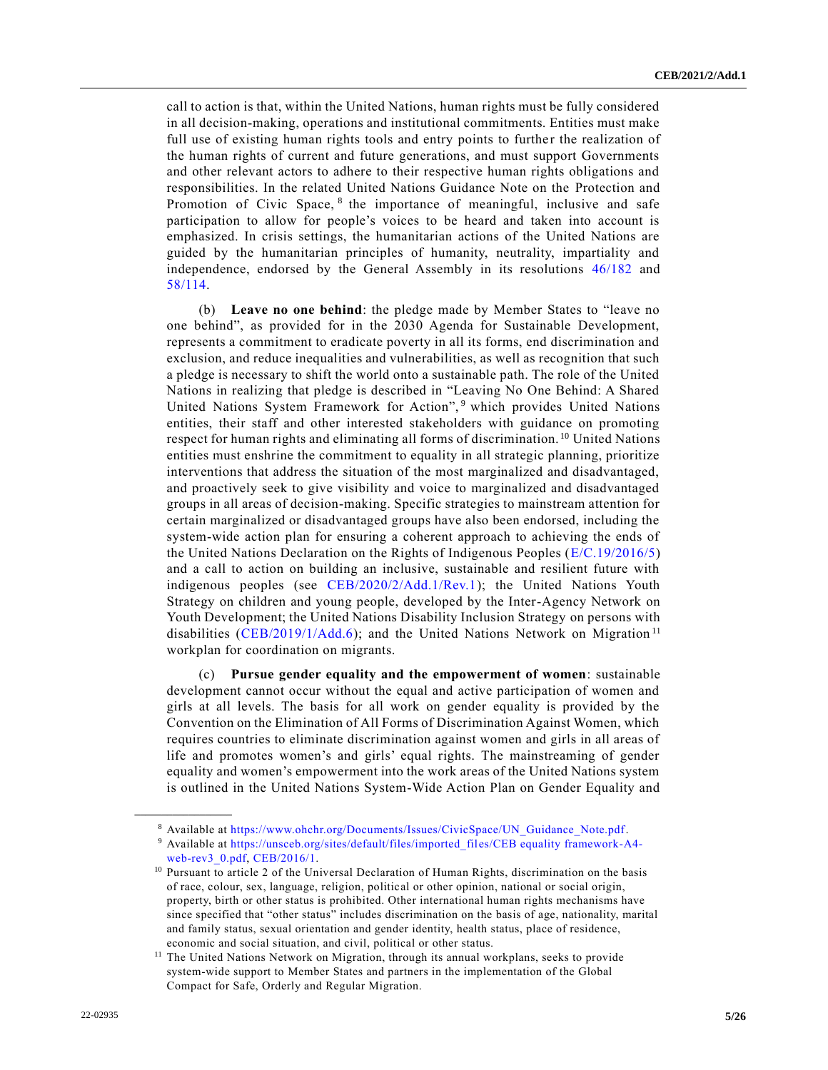call to action is that, within the United Nations, human rights must be fully considered in all decision-making, operations and institutional commitments. Entities must make full use of existing human rights tools and entry points to further the realization of the human rights of current and future generations, and must support Governments and other relevant actors to adhere to their respective human rights obligations and responsibilities. In the related United Nations Guidance Note on the Protection and Promotion of Civic Space,[8] the importance of meaningful, inclusive and safe participation to allow for people's voices to be heard and taken into account is emphasized. In crisis settings, the humanitarian actions of the United Nations are guided by the humanitarian principles of humanity, neutrality, impartiality and independence, endorsed by the General Assembly in its resolutions 46/182 and 58/114.

(b) **Leave no one behind**: the pledge made by Member States to "leave no one behind", as provided for in the 2030 Agenda for Sustainable Development, represents a commitment to eradicate poverty in all its forms, end discrimination and exclusion, and reduce inequalities and vulnerabilities, as well as recognition that such a pledge is necessary to shift the world onto a sustainable path. The role of the United Nations in realizing that pledge is described in "Leaving No One Behind: A Shared United Nations System Framework for Action",[9] which provides United Nations entities, their staff and other interested stakeholders with guidance on promoting respect for human rights and eliminating all forms of discrimination.[10] United Nations entities must enshrine the commitment to equality in all strategic planning, prioritize interventions that address the situation of the most marginalized and disadvantaged, and proactively seek to give visibility and voice to marginalized and disadvantaged groups in all areas of decision-making. Specific strategies to mainstream attention for certain marginalized or disadvantaged groups have also been endorsed, including the system-wide action plan for ensuring a coherent approach to achieving the ends of the United Nations Declaration on the Rights of Indigenous Peoples (E/C.19/2016/5) and a call to action on building an inclusive, sustainable and resilient future with indigenous peoples (see CEB/2020/2/Add.1/Rev.1); the United Nations Youth Strategy on children and young people, developed by the Inter-Agency Network on Youth Development; the United Nations Disability Inclusion Strategy on persons with disabilities (CEB/2019/1/Add.6); and the United Nations Network on Migration[11] workplan for coordination on migrants.

(c) **Pursue gender equality and the empowerment of women**: sustainable development cannot occur without the equal and active participation of women and girls at all levels. The basis for all work on gender equality is provided by the Convention on the Elimination of All Forms of Discrimination Against Women, which requires countries to eliminate discrimination against women and girls in all areas of life and promotes women's and girls' equal rights. The mainstreaming of gender equality and women's empowerment into the work areas of the United Nations system is outlined in the United Nations System-Wide Action Plan on Gender Equality and

---

[8] Available at https://www.ohchr.org/Documents/Issues/CivicSpace/UN_Guidance_Note.pdf.

[9] Available at https://unsceb.org/sites/default/files/imported_files/CEB equality framework-A4-web-rev3_0.pdf, CEB/2016/1.

[10] Pursuant to article 2 of the Universal Declaration of Human Rights, discrimination on the basis of race, colour, sex, language, religion, political or other opinion, national or social origin, property, birth or other status is prohibited. Other international human rights mechanisms have since specified that "other status" includes discrimination on the basis of age, nationality, marital and family status, sexual orientation and gender identity, health status, place of residence, economic and social situation, and civil, political or other status.

[11] The United Nations Network on Migration, through its annual workplans, seeks to provide system-wide support to Member States and partners in the implementation of the Global Compact for Safe, Orderly and Regular Migration.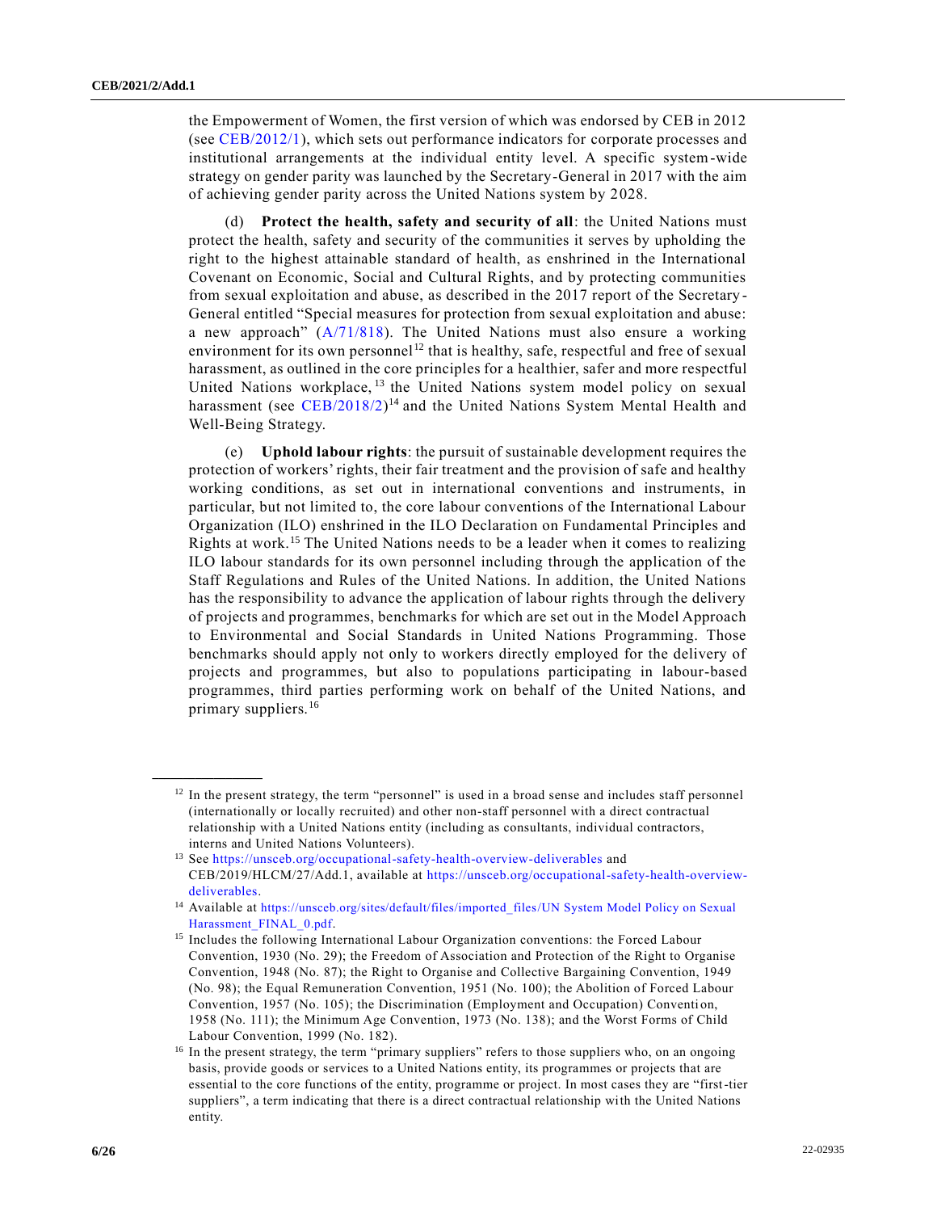the Empowerment of Women, the first version of which was endorsed by CEB in 2012 (see CEB/2012/1), which sets out performance indicators for corporate processes and institutional arrangements at the individual entity level. A specific system-wide strategy on gender parity was launched by the Secretary-General in 2017 with the aim of achieving gender parity across the United Nations system by 2028.

(d) **Protect the health, safety and security of all**: the United Nations must protect the health, safety and security of the communities it serves by upholding the right to the highest attainable standard of health, as enshrined in the International Covenant on Economic, Social and Cultural Rights, and by protecting communities from sexual exploitation and abuse, as described in the 2017 report of the Secretary-General entitled "Special measures for protection from sexual exploitation and abuse: a new approach" (A/71/818). The United Nations must also ensure a working environment for its own personnel[12] that is healthy, safe, respectful and free of sexual harassment, as outlined in the core principles for a healthier, safer and more respectful United Nations workplace,[13] the United Nations system model policy on sexual harassment (see CEB/2018/2)[14] and the United Nations System Mental Health and Well-Being Strategy.

(e) **Uphold labour rights**: the pursuit of sustainable development requires the protection of workers' rights, their fair treatment and the provision of safe and healthy working conditions, as set out in international conventions and instruments, in particular, but not limited to, the core labour conventions of the International Labour Organization (ILO) enshrined in the ILO Declaration on Fundamental Principles and Rights at work.[15] The United Nations needs to be a leader when it comes to realizing ILO labour standards for its own personnel including through the application of the Staff Regulations and Rules of the United Nations. In addition, the United Nations has the responsibility to advance the application of labour rights through the delivery of projects and programmes, benchmarks for which are set out in the Model Approach to Environmental and Social Standards in United Nations Programming. Those benchmarks should apply not only to workers directly employed for the delivery of projects and programmes, but also to populations participating in labour-based programmes, third parties performing work on behalf of the United Nations, and primary suppliers.[16]

---

[12] In the present strategy, the term "personnel" is used in a broad sense and includes staff personnel (internationally or locally recruited) and other non-staff personnel with a direct contractual relationship with a United Nations entity (including as consultants, individual contractors, interns and United Nations Volunteers).

[13] See https://unsceb.org/occupational-safety-health-overview-deliverables and CEB/2019/HLCM/27/Add.1, available at https://unsceb.org/occupational-safety-health-overview-deliverables.

[14] Available at https://unsceb.org/sites/default/files/imported_files/UN System Model Policy on Sexual Harassment_FINAL_0.pdf.

[15] Includes the following International Labour Organization conventions: the Forced Labour Convention, 1930 (No. 29); the Freedom of Association and Protection of the Right to Organise Convention, 1948 (No. 87); the Right to Organise and Collective Bargaining Convention, 1949 (No. 98); the Equal Remuneration Convention, 1951 (No. 100); the Abolition of Forced Labour Convention, 1957 (No. 105); the Discrimination (Employment and Occupation) Convention, 1958 (No. 111); the Minimum Age Convention, 1973 (No. 138); and the Worst Forms of Child Labour Convention, 1999 (No. 182).

[16] In the present strategy, the term "primary suppliers" refers to those suppliers who, on an ongoing basis, provide goods or services to a United Nations entity, its programmes or projects that are essential to the core functions of the entity, programme or project. In most cases they are "first-tier suppliers", a term indicating that there is a direct contractual relationship with the United Nations entity.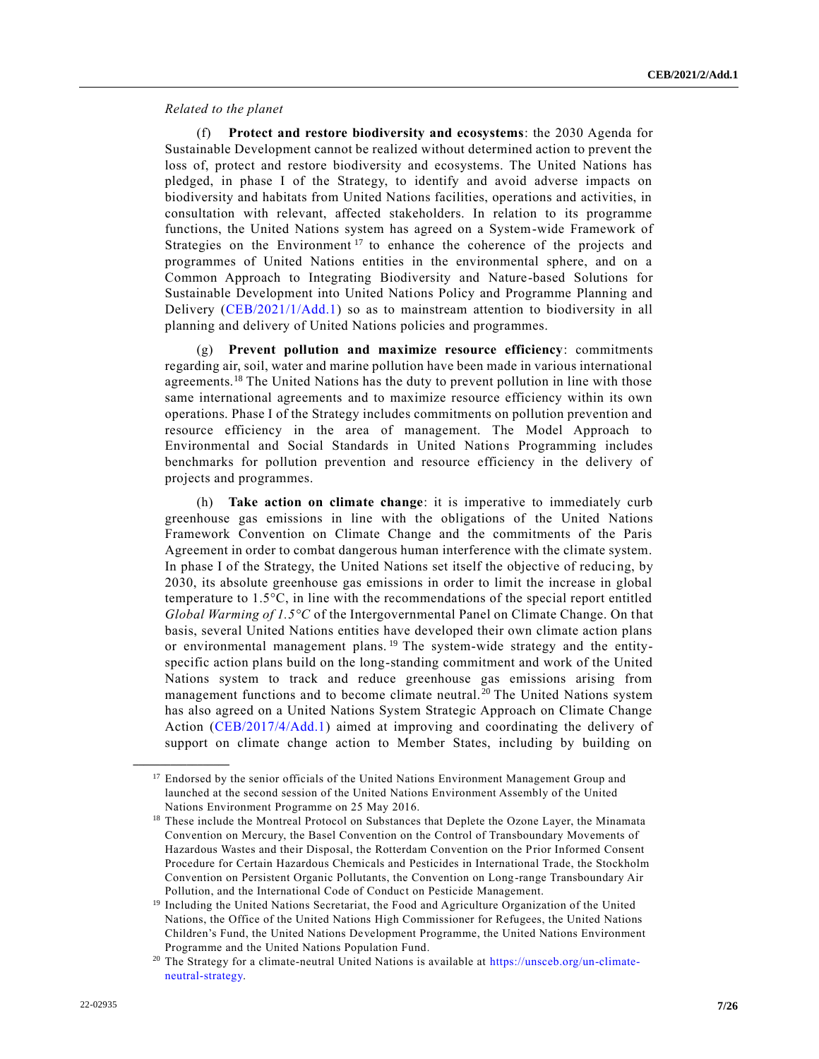*Related to the planet*

(f) **Protect and restore biodiversity and ecosystems**: the 2030 Agenda for Sustainable Development cannot be realized without determined action to prevent the loss of, protect and restore biodiversity and ecosystems. The United Nations has pledged, in phase I of the Strategy, to identify and avoid adverse impacts on biodiversity and habitats from United Nations facilities, operations and activities, in consultation with relevant, affected stakeholders. In relation to its programme functions, the United Nations system has agreed on a System-wide Framework of Strategies on the Environment[17] to enhance the coherence of the projects and programmes of United Nations entities in the environmental sphere, and on a Common Approach to Integrating Biodiversity and Nature-based Solutions for Sustainable Development into United Nations Policy and Programme Planning and Delivery (CEB/2021/1/Add.1) so as to mainstream attention to biodiversity in all planning and delivery of United Nations policies and programmes.

(g) **Prevent pollution and maximize resource efficiency**: commitments regarding air, soil, water and marine pollution have been made in various international agreements.[18] The United Nations has the duty to prevent pollution in line with those same international agreements and to maximize resource efficiency within its own operations. Phase I of the Strategy includes commitments on pollution prevention and resource efficiency in the area of management. The Model Approach to Environmental and Social Standards in United Nations Programming includes benchmarks for pollution prevention and resource efficiency in the delivery of projects and programmes.

(h) **Take action on climate change**: it is imperative to immediately curb greenhouse gas emissions in line with the obligations of the United Nations Framework Convention on Climate Change and the commitments of the Paris Agreement in order to combat dangerous human interference with the climate system. In phase I of the Strategy, the United Nations set itself the objective of reducing, by 2030, its absolute greenhouse gas emissions in order to limit the increase in global temperature to 1.5°C, in line with the recommendations of the special report entitled *Global Warming of 1.5°C* of the Intergovernmental Panel on Climate Change. On that basis, several United Nations entities have developed their own climate action plans or environmental management plans.[19] The system-wide strategy and the entity-specific action plans build on the long-standing commitment and work of the United Nations system to track and reduce greenhouse gas emissions arising from management functions and to become climate neutral.[20] The United Nations system has also agreed on a United Nations System Strategic Approach on Climate Change Action (CEB/2017/4/Add.1) aimed at improving and coordinating the delivery of support on climate change action to Member States, including by building on

---

[17] Endorsed by the senior officials of the United Nations Environment Management Group and launched at the second session of the United Nations Environment Assembly of the United Nations Environment Programme on 25 May 2016.

[18] These include the Montreal Protocol on Substances that Deplete the Ozone Layer, the Minamata Convention on Mercury, the Basel Convention on the Control of Transboundary Movements of Hazardous Wastes and their Disposal, the Rotterdam Convention on the Prior Informed Consent Procedure for Certain Hazardous Chemicals and Pesticides in International Trade, the Stockholm Convention on Persistent Organic Pollutants, the Convention on Long-range Transboundary Air Pollution, and the International Code of Conduct on Pesticide Management.

[19] Including the United Nations Secretariat, the Food and Agriculture Organization of the United Nations, the Office of the United Nations High Commissioner for Refugees, the United Nations Children's Fund, the United Nations Development Programme, the United Nations Environment Programme and the United Nations Population Fund.

[20] The Strategy for a climate-neutral United Nations is available at https://unsceb.org/un-climate-neutral-strategy.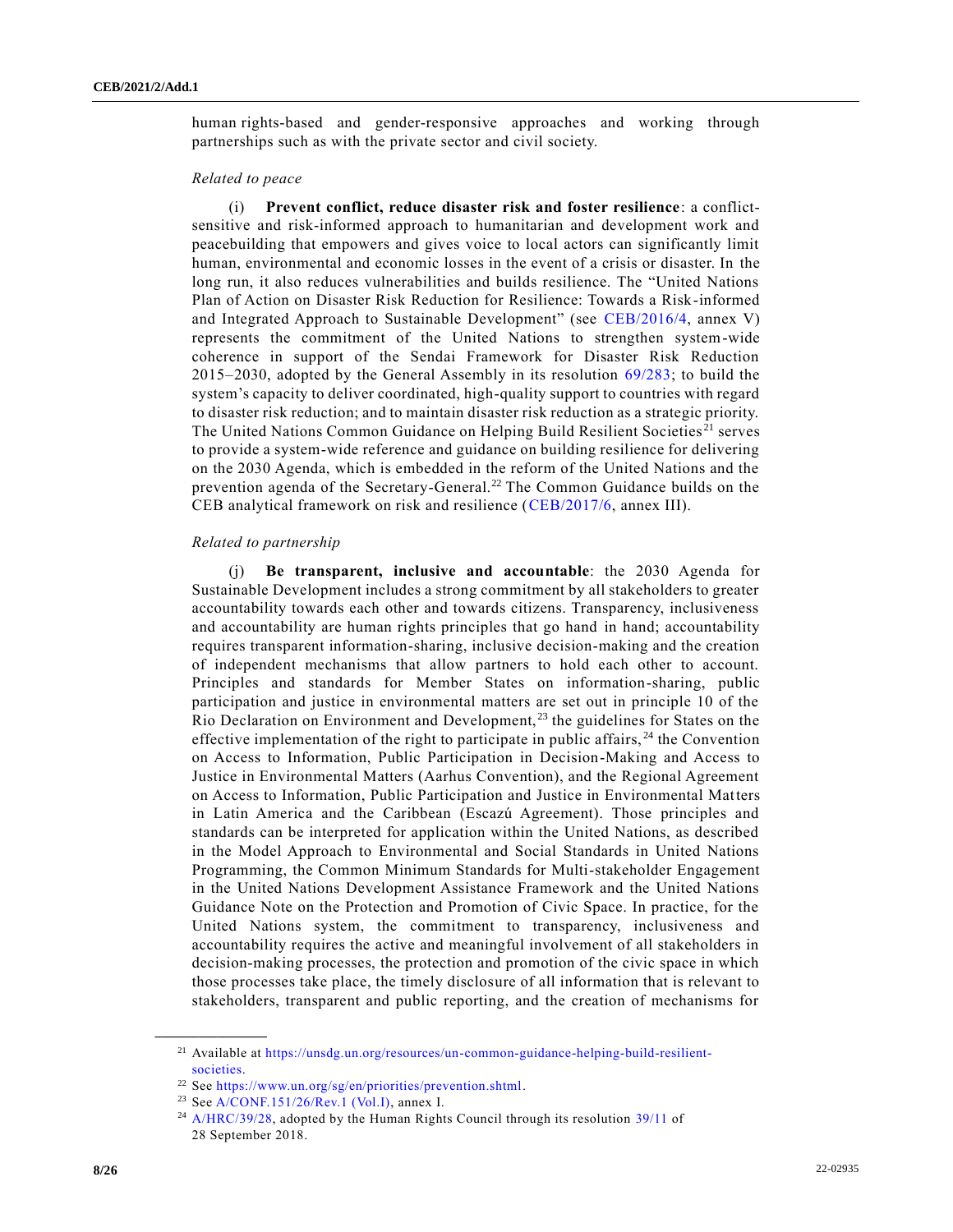human rights-based and gender-responsive approaches and working through partnerships such as with the private sector and civil society.

*Related to peace*

(i) **Prevent conflict, reduce disaster risk and foster resilience**: a conflict-sensitive and risk-informed approach to humanitarian and development work and peacebuilding that empowers and gives voice to local actors can significantly limit human, environmental and economic losses in the event of a crisis or disaster. In the long run, it also reduces vulnerabilities and builds resilience. The "United Nations Plan of Action on Disaster Risk Reduction for Resilience: Towards a Risk-informed and Integrated Approach to Sustainable Development" (see CEB/2016/4, annex V) represents the commitment of the United Nations to strengthen system-wide coherence in support of the Sendai Framework for Disaster Risk Reduction 2015–2030, adopted by the General Assembly in its resolution 69/283; to build the system's capacity to deliver coordinated, high-quality support to countries with regard to disaster risk reduction; and to maintain disaster risk reduction as a strategic priority. The United Nations Common Guidance on Helping Build Resilient Societies[21] serves to provide a system-wide reference and guidance on building resilience for delivering on the 2030 Agenda, which is embedded in the reform of the United Nations and the prevention agenda of the Secretary-General.[22] The Common Guidance builds on the CEB analytical framework on risk and resilience (CEB/2017/6, annex III).

*Related to partnership*

(j) **Be transparent, inclusive and accountable**: the 2030 Agenda for Sustainable Development includes a strong commitment by all stakeholders to greater accountability towards each other and towards citizens. Transparency, inclusiveness and accountability are human rights principles that go hand in hand; accountability requires transparent information-sharing, inclusive decision-making and the creation of independent mechanisms that allow partners to hold each other to account. Principles and standards for Member States on information-sharing, public participation and justice in environmental matters are set out in principle 10 of the Rio Declaration on Environment and Development,[23] the guidelines for States on the effective implementation of the right to participate in public affairs,[24] the Convention on Access to Information, Public Participation in Decision-Making and Access to Justice in Environmental Matters (Aarhus Convention), and the Regional Agreement on Access to Information, Public Participation and Justice in Environmental Matters in Latin America and the Caribbean (Escazú Agreement). Those principles and standards can be interpreted for application within the United Nations, as described in the Model Approach to Environmental and Social Standards in United Nations Programming, the Common Minimum Standards for Multi-stakeholder Engagement in the United Nations Development Assistance Framework and the United Nations Guidance Note on the Protection and Promotion of Civic Space. In practice, for the United Nations system, the commitment to transparency, inclusiveness and accountability requires the active and meaningful involvement of all stakeholders in decision-making processes, the protection and promotion of the civic space in which those processes take place, the timely disclosure of all information that is relevant to stakeholders, transparent and public reporting, and the creation of mechanisms for

---

[21] Available at https://unsdg.un.org/resources/un-common-guidance-helping-build-resilient-societies.

[22] See https://www.un.org/sg/en/priorities/prevention.shtml.

[23] See A/CONF.151/26/Rev.1 (Vol.I), annex I.

[24] A/HRC/39/28, adopted by the Human Rights Council through its resolution 39/11 of 28 September 2018.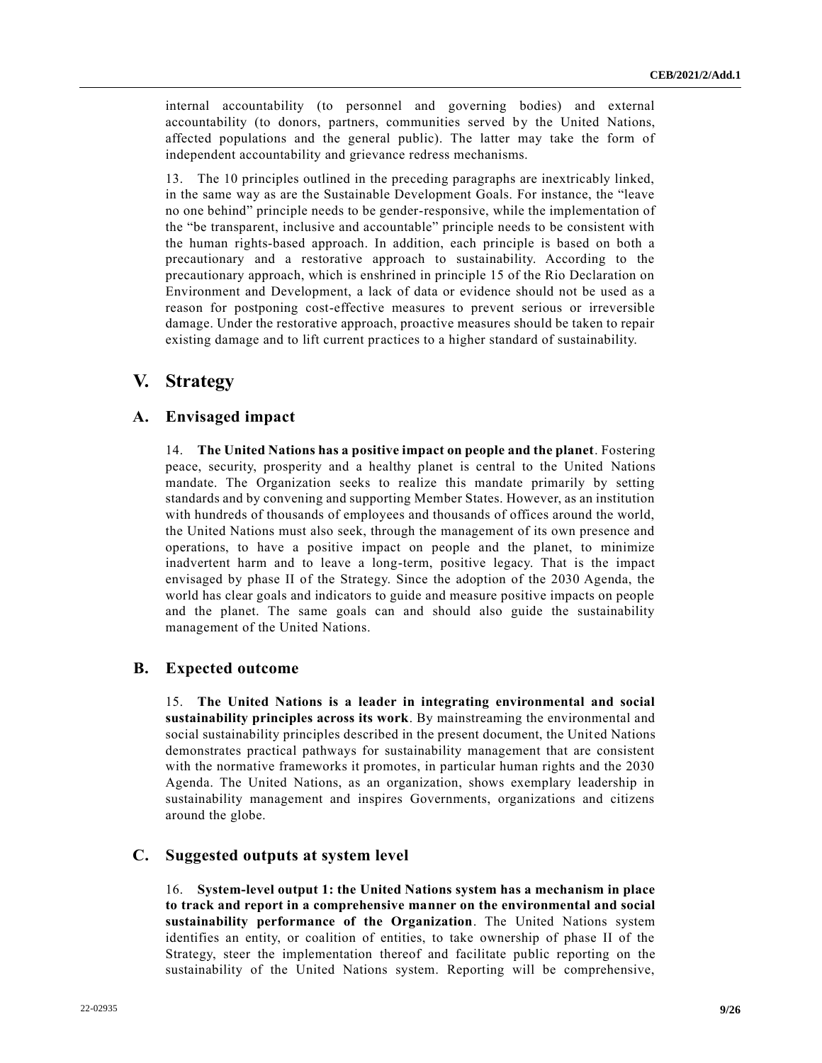internal accountability (to personnel and governing bodies) and external accountability (to donors, partners, communities served by the United Nations, affected populations and the general public). The latter may take the form of independent accountability and grievance redress mechanisms.

13. The 10 principles outlined in the preceding paragraphs are inextricably linked, in the same way as are the Sustainable Development Goals. For instance, the "leave no one behind" principle needs to be gender-responsive, while the implementation of the "be transparent, inclusive and accountable" principle needs to be consistent with the human rights-based approach. In addition, each principle is based on both a precautionary and a restorative approach to sustainability. According to the precautionary approach, which is enshrined in principle 15 of the Rio Declaration on Environment and Development, a lack of data or evidence should not be used as a reason for postponing cost-effective measures to prevent serious or irreversible damage. Under the restorative approach, proactive measures should be taken to repair existing damage and to lift current practices to a higher standard of sustainability.

# V. Strategy

## A. Envisaged impact

14. **The United Nations has a positive impact on people and the planet**. Fostering peace, security, prosperity and a healthy planet is central to the United Nations mandate. The Organization seeks to realize this mandate primarily by setting standards and by convening and supporting Member States. However, as an institution with hundreds of thousands of employees and thousands of offices around the world, the United Nations must also seek, through the management of its own presence and operations, to have a positive impact on people and the planet, to minimize inadvertent harm and to leave a long-term, positive legacy. That is the impact envisaged by phase II of the Strategy. Since the adoption of the 2030 Agenda, the world has clear goals and indicators to guide and measure positive impacts on people and the planet. The same goals can and should also guide the sustainability management of the United Nations.

## B. Expected outcome

15. **The United Nations is a leader in integrating environmental and social sustainability principles across its work**. By mainstreaming the environmental and social sustainability principles described in the present document, the United Nations demonstrates practical pathways for sustainability management that are consistent with the normative frameworks it promotes, in particular human rights and the 2030 Agenda. The United Nations, as an organization, shows exemplary leadership in sustainability management and inspires Governments, organizations and citizens around the globe.

## C. Suggested outputs at system level

16. **System-level output 1: the United Nations system has a mechanism in place to track and report in a comprehensive manner on the environmental and social sustainability performance of the Organization**. The United Nations system identifies an entity, or coalition of entities, to take ownership of phase II of the Strategy, steer the implementation thereof and facilitate public reporting on the sustainability of the United Nations system. Reporting will be comprehensive,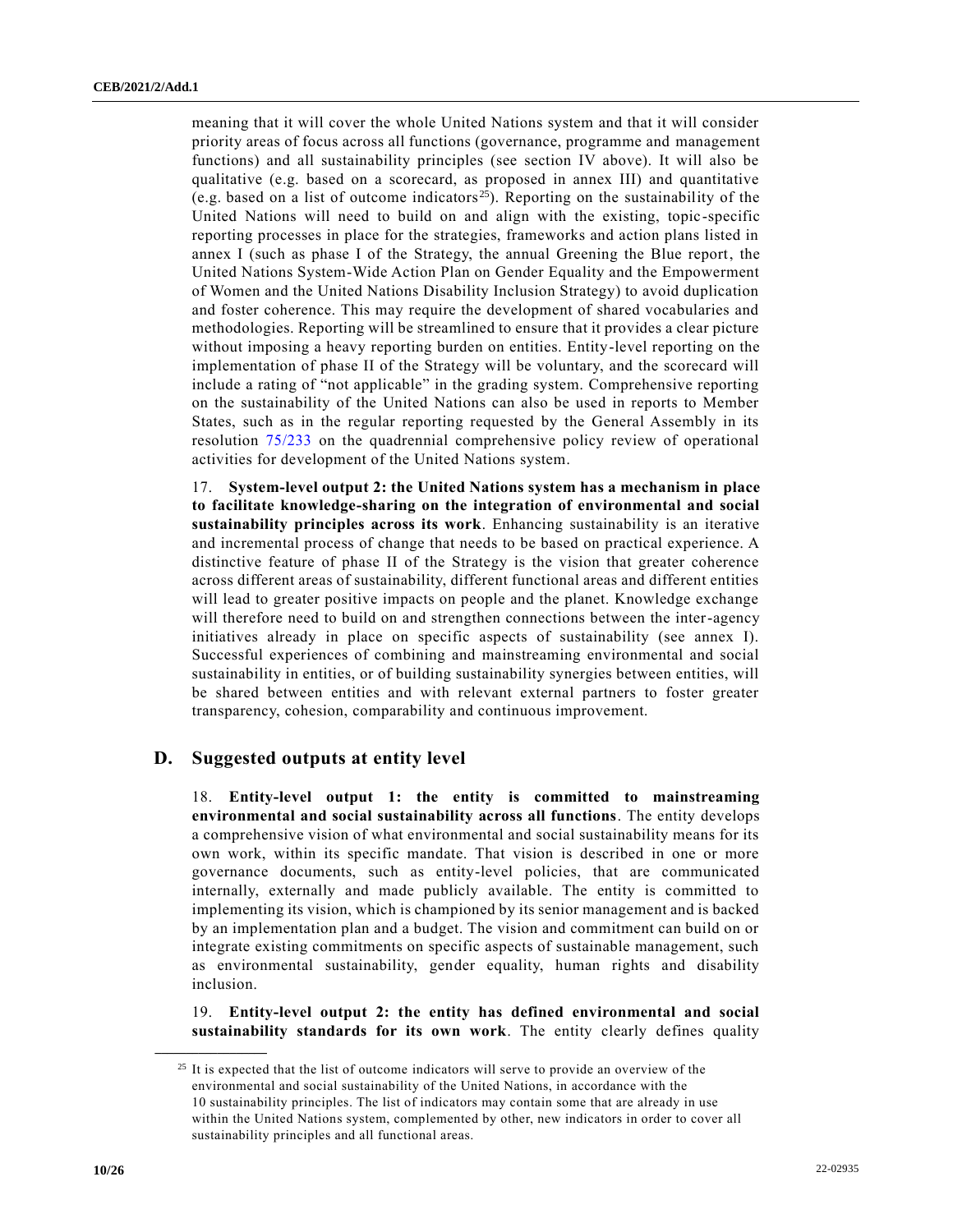meaning that it will cover the whole United Nations system and that it will consider priority areas of focus across all functions (governance, programme and management functions) and all sustainability principles (see section IV above). It will also be qualitative (e.g. based on a scorecard, as proposed in annex III) and quantitative (e.g. based on a list of outcome indicators[25]). Reporting on the sustainability of the United Nations will need to build on and align with the existing, topic-specific reporting processes in place for the strategies, frameworks and action plans listed in annex I (such as phase I of the Strategy, the annual Greening the Blue report, the United Nations System-Wide Action Plan on Gender Equality and the Empowerment of Women and the United Nations Disability Inclusion Strategy) to avoid duplication and foster coherence. This may require the development of shared vocabularies and methodologies. Reporting will be streamlined to ensure that it provides a clear picture without imposing a heavy reporting burden on entities. Entity-level reporting on the implementation of phase II of the Strategy will be voluntary, and the scorecard will include a rating of "not applicable" in the grading system. Comprehensive reporting on the sustainability of the United Nations can also be used in reports to Member States, such as in the regular reporting requested by the General Assembly in its resolution 75/233 on the quadrennial comprehensive policy review of operational activities for development of the United Nations system.

17. **System-level output 2: the United Nations system has a mechanism in place to facilitate knowledge-sharing on the integration of environmental and social sustainability principles across its work**. Enhancing sustainability is an iterative and incremental process of change that needs to be based on practical experience. A distinctive feature of phase II of the Strategy is the vision that greater coherence across different areas of sustainability, different functional areas and different entities will lead to greater positive impacts on people and the planet. Knowledge exchange will therefore need to build on and strengthen connections between the inter-agency initiatives already in place on specific aspects of sustainability (see annex I). Successful experiences of combining and mainstreaming environmental and social sustainability in entities, or of building sustainability synergies between entities, will be shared between entities and with relevant external partners to foster greater transparency, cohesion, comparability and continuous improvement.

## D. Suggested outputs at entity level

18. **Entity-level output 1: the entity is committed to mainstreaming environmental and social sustainability across all functions**. The entity develops a comprehensive vision of what environmental and social sustainability means for its own work, within its specific mandate. That vision is described in one or more governance documents, such as entity-level policies, that are communicated internally, externally and made publicly available. The entity is committed to implementing its vision, which is championed by its senior management and is backed by an implementation plan and a budget. The vision and commitment can build on or integrate existing commitments on specific aspects of sustainable management, such as environmental sustainability, gender equality, human rights and disability inclusion.

19. **Entity-level output 2: the entity has defined environmental and social sustainability standards for its own work**. The entity clearly defines quality

---

[25] It is expected that the list of outcome indicators will serve to provide an overview of the environmental and social sustainability of the United Nations, in accordance with the 10 sustainability principles. The list of indicators may contain some that are already in use within the United Nations system, complemented by other, new indicators in order to cover all sustainability principles and all functional areas.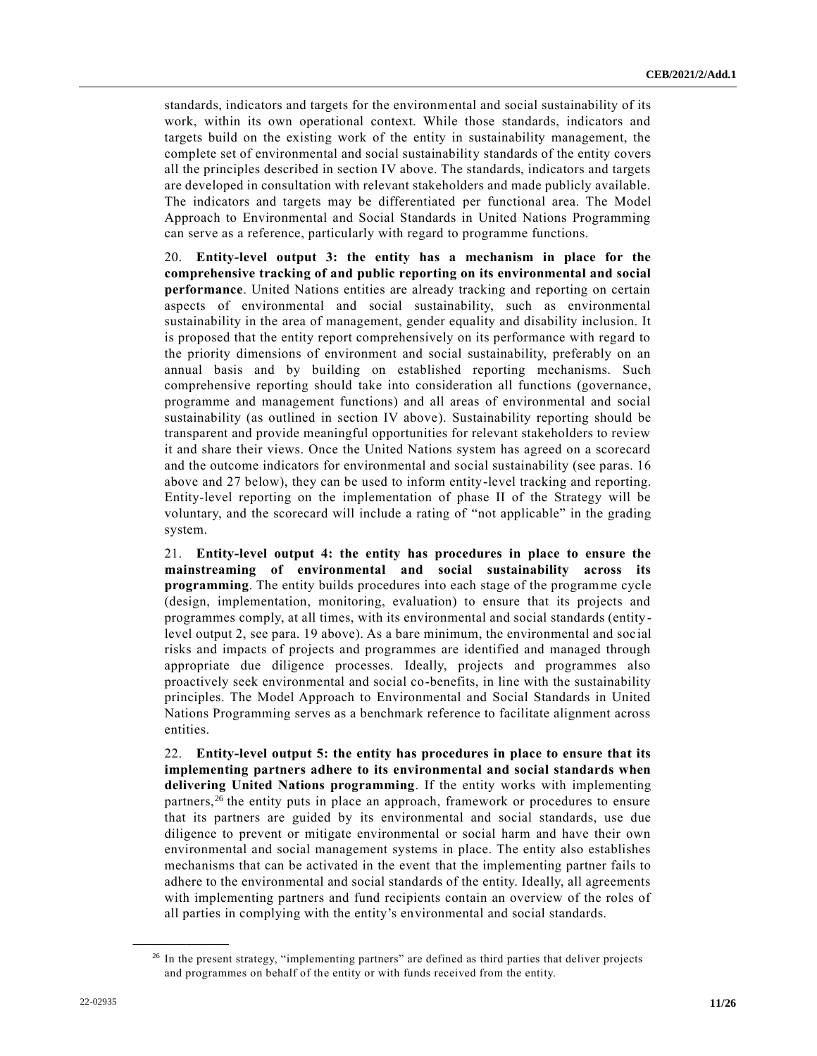standards, indicators and targets for the environmental and social sustainability of its work, within its own operational context. While those standards, indicators and targets build on the existing work of the entity in sustainability management, the complete set of environmental and social sustainability standards of the entity covers all the principles described in section IV above. The standards, indicators and targets are developed in consultation with relevant stakeholders and made publicly available. The indicators and targets may be differentiated per functional area. The Model Approach to Environmental and Social Standards in United Nations Programming can serve as a reference, particularly with regard to programme functions.

20. **Entity-level output 3: the entity has a mechanism in place for the comprehensive tracking of and public reporting on its environmental and social performance**. United Nations entities are already tracking and reporting on certain aspects of environmental and social sustainability, such as environmental sustainability in the area of management, gender equality and disability inclusion. It is proposed that the entity report comprehensively on its performance with regard to the priority dimensions of environment and social sustainability, preferably on an annual basis and by building on established reporting mechanisms. Such comprehensive reporting should take into consideration all functions (governance, programme and management functions) and all areas of environmental and social sustainability (as outlined in section IV above). Sustainability reporting should be transparent and provide meaningful opportunities for relevant stakeholders to review it and share their views. Once the United Nations system has agreed on a scorecard and the outcome indicators for environmental and social sustainability (see paras. 16 above and 27 below), they can be used to inform entity-level tracking and reporting. Entity-level reporting on the implementation of phase II of the Strategy will be voluntary, and the scorecard will include a rating of "not applicable" in the grading system.

21. **Entity-level output 4: the entity has procedures in place to ensure the mainstreaming of environmental and social sustainability across its programming**. The entity builds procedures into each stage of the programme cycle (design, implementation, monitoring, evaluation) to ensure that its projects and programmes comply, at all times, with its environmental and social standards (entity-level output 2, see para. 19 above). As a bare minimum, the environmental and social risks and impacts of projects and programmes are identified and managed through appropriate due diligence processes. Ideally, projects and programmes also proactively seek environmental and social co-benefits, in line with the sustainability principles. The Model Approach to Environmental and Social Standards in United Nations Programming serves as a benchmark reference to facilitate alignment across entities.

22. **Entity-level output 5: the entity has procedures in place to ensure that its implementing partners adhere to its environmental and social standards when delivering United Nations programming**. If the entity works with implementing partners,[26] the entity puts in place an approach, framework or procedures to ensure that its partners are guided by its environmental and social standards, use due diligence to prevent or mitigate environmental or social harm and have their own environmental and social management systems in place. The entity also establishes mechanisms that can be activated in the event that the implementing partner fails to adhere to the environmental and social standards of the entity. Ideally, all agreements with implementing partners and fund recipients contain an overview of the roles of all parties in complying with the entity's environmental and social standards.

---

[26] In the present strategy, "implementing partners" are defined as third parties that deliver projects and programmes on behalf of the entity or with funds received from the entity.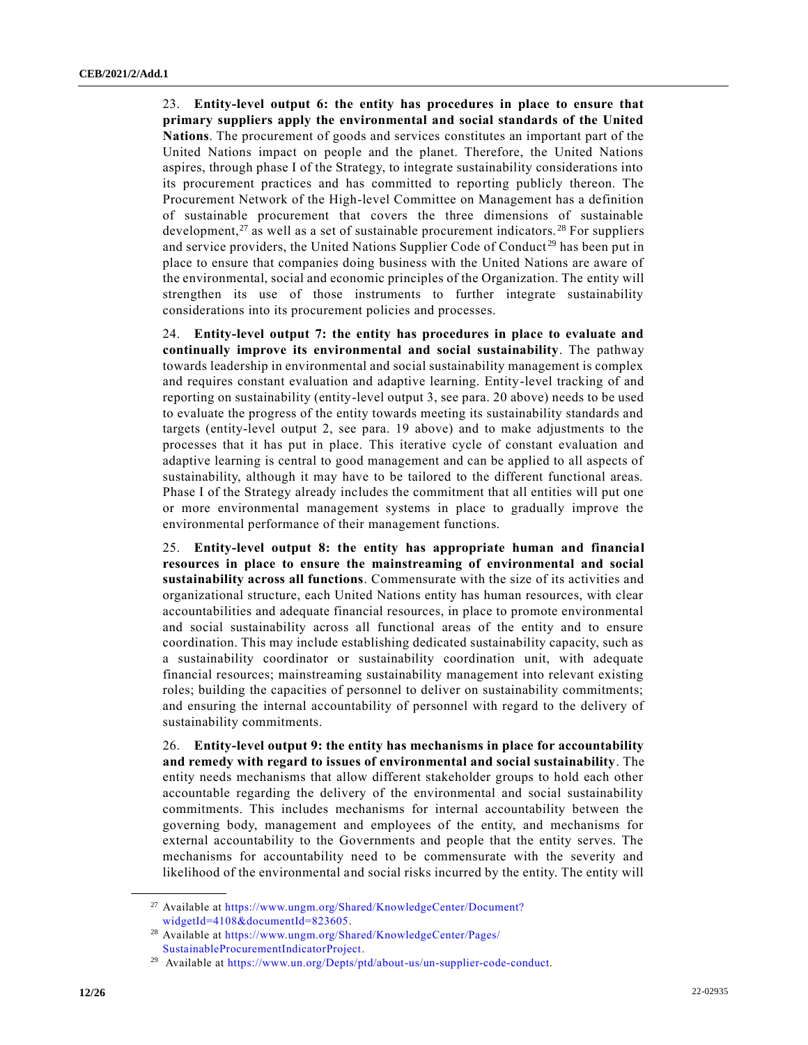23. **Entity-level output 6: the entity has procedures in place to ensure that primary suppliers apply the environmental and social standards of the United Nations**. The procurement of goods and services constitutes an important part of the United Nations impact on people and the planet. Therefore, the United Nations aspires, through phase I of the Strategy, to integrate sustainability considerations into its procurement practices and has committed to reporting publicly thereon. The Procurement Network of the High-level Committee on Management has a definition of sustainable procurement that covers the three dimensions of sustainable development,[27] as well as a set of sustainable procurement indicators.[28] For suppliers and service providers, the United Nations Supplier Code of Conduct[29] has been put in place to ensure that companies doing business with the United Nations are aware of the environmental, social and economic principles of the Organization. The entity will strengthen its use of those instruments to further integrate sustainability considerations into its procurement policies and processes.

24. **Entity-level output 7: the entity has procedures in place to evaluate and continually improve its environmental and social sustainability**. The pathway towards leadership in environmental and social sustainability management is complex and requires constant evaluation and adaptive learning. Entity-level tracking of and reporting on sustainability (entity-level output 3, see para. 20 above) needs to be used to evaluate the progress of the entity towards meeting its sustainability standards and targets (entity-level output 2, see para. 19 above) and to make adjustments to the processes that it has put in place. This iterative cycle of constant evaluation and adaptive learning is central to good management and can be applied to all aspects of sustainability, although it may have to be tailored to the different functional areas. Phase I of the Strategy already includes the commitment that all entities will put one or more environmental management systems in place to gradually improve the environmental performance of their management functions.

25. **Entity-level output 8: the entity has appropriate human and financial resources in place to ensure the mainstreaming of environmental and social sustainability across all functions**. Commensurate with the size of its activities and organizational structure, each United Nations entity has human resources, with clear accountabilities and adequate financial resources, in place to promote environmental and social sustainability across all functional areas of the entity and to ensure coordination. This may include establishing dedicated sustainability capacity, such as a sustainability coordinator or sustainability coordination unit, with adequate financial resources; mainstreaming sustainability management into relevant existing roles; building the capacities of personnel to deliver on sustainability commitments; and ensuring the internal accountability of personnel with regard to the delivery of sustainability commitments.

26. **Entity-level output 9: the entity has mechanisms in place for accountability and remedy with regard to issues of environmental and social sustainability**. The entity needs mechanisms that allow different stakeholder groups to hold each other accountable regarding the delivery of the environmental and social sustainability commitments. This includes mechanisms for internal accountability between the governing body, management and employees of the entity, and mechanisms for external accountability to the Governments and people that the entity serves. The mechanisms for accountability need to be commensurate with the severity and likelihood of the environmental and social risks incurred by the entity. The entity will

---

[27] Available at https://www.ungm.org/Shared/KnowledgeCenter/Document?widgetId=4108&documentId=823605.

[28] Available at https://www.ungm.org/Shared/KnowledgeCenter/Pages/SustainableProcurementIndicatorProject.

[29] Available at https://www.un.org/Depts/ptd/about-us/un-supplier-code-conduct.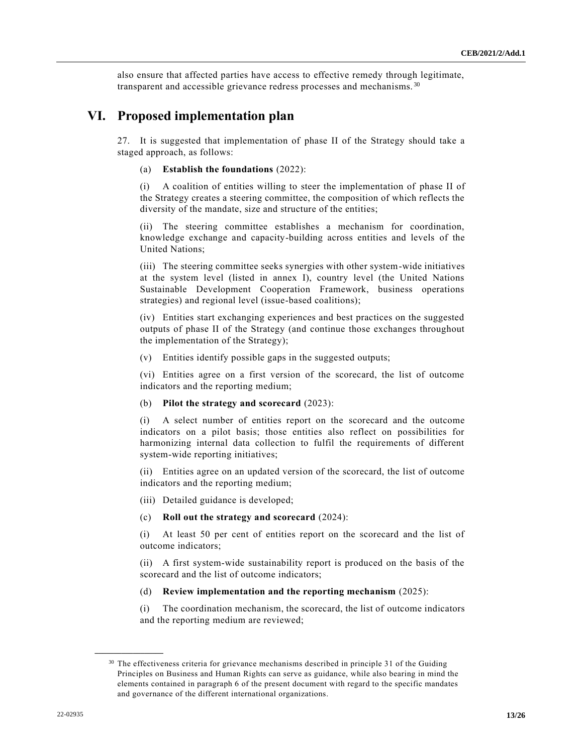also ensure that affected parties have access to effective remedy through legitimate, transparent and accessible grievance redress processes and mechanisms.[30]

# VI. Proposed implementation plan

27. It is suggested that implementation of phase II of the Strategy should take a staged approach, as follows:

(a) **Establish the foundations** (2022):

(i) A coalition of entities willing to steer the implementation of phase II of the Strategy creates a steering committee, the composition of which reflects the diversity of the mandate, size and structure of the entities;

(ii) The steering committee establishes a mechanism for coordination, knowledge exchange and capacity-building across entities and levels of the United Nations;

(iii) The steering committee seeks synergies with other system-wide initiatives at the system level (listed in annex I), country level (the United Nations Sustainable Development Cooperation Framework, business operations strategies) and regional level (issue-based coalitions);

(iv) Entities start exchanging experiences and best practices on the suggested outputs of phase II of the Strategy (and continue those exchanges throughout the implementation of the Strategy);

(v) Entities identify possible gaps in the suggested outputs;

(vi) Entities agree on a first version of the scorecard, the list of outcome indicators and the reporting medium;

(b) **Pilot the strategy and scorecard** (2023):

(i) A select number of entities report on the scorecard and the outcome indicators on a pilot basis; those entities also reflect on possibilities for harmonizing internal data collection to fulfil the requirements of different system-wide reporting initiatives;

(ii) Entities agree on an updated version of the scorecard, the list of outcome indicators and the reporting medium;

(iii) Detailed guidance is developed;

(c) **Roll out the strategy and scorecard** (2024):

(i) At least 50 per cent of entities report on the scorecard and the list of outcome indicators;

(ii) A first system-wide sustainability report is produced on the basis of the scorecard and the list of outcome indicators;

(d) **Review implementation and the reporting mechanism** (2025):

(i) The coordination mechanism, the scorecard, the list of outcome indicators and the reporting medium are reviewed;

---

[30] The effectiveness criteria for grievance mechanisms described in principle 31 of the Guiding Principles on Business and Human Rights can serve as guidance, while also bearing in mind the elements contained in paragraph 6 of the present document with regard to the specific mandates and governance of the different international organizations.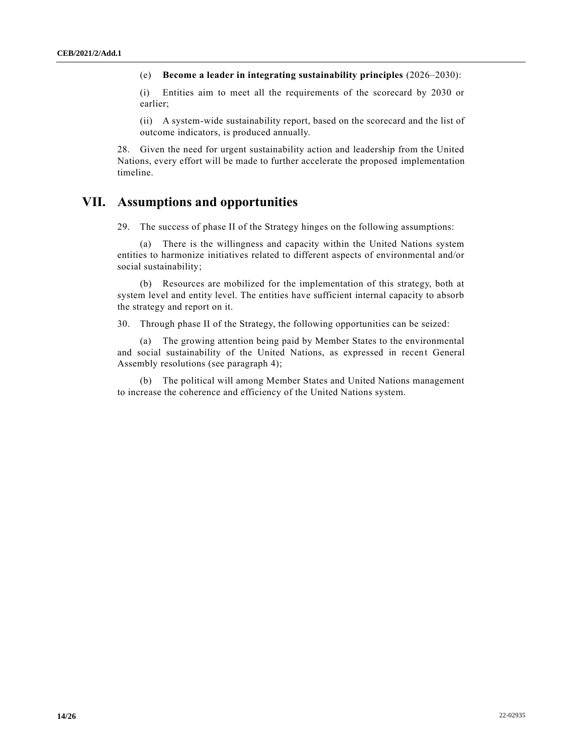(e) **Become a leader in integrating sustainability principles** (2026–2030):

(i) Entities aim to meet all the requirements of the scorecard by 2030 or earlier;

(ii) A system-wide sustainability report, based on the scorecard and the list of outcome indicators, is produced annually.

28. Given the need for urgent sustainability action and leadership from the United Nations, every effort will be made to further accelerate the proposed implementation timeline.

## VII. Assumptions and opportunities

29. The success of phase II of the Strategy hinges on the following assumptions:

(a) There is the willingness and capacity within the United Nations system entities to harmonize initiatives related to different aspects of environmental and/or social sustainability;

(b) Resources are mobilized for the implementation of this strategy, both at system level and entity level. The entities have sufficient internal capacity to absorb the strategy and report on it.

30. Through phase II of the Strategy, the following opportunities can be seized:

(a) The growing attention being paid by Member States to the environmental and social sustainability of the United Nations, as expressed in recent General Assembly resolutions (see paragraph 4);

(b) The political will among Member States and United Nations management to increase the coherence and efficiency of the United Nations system.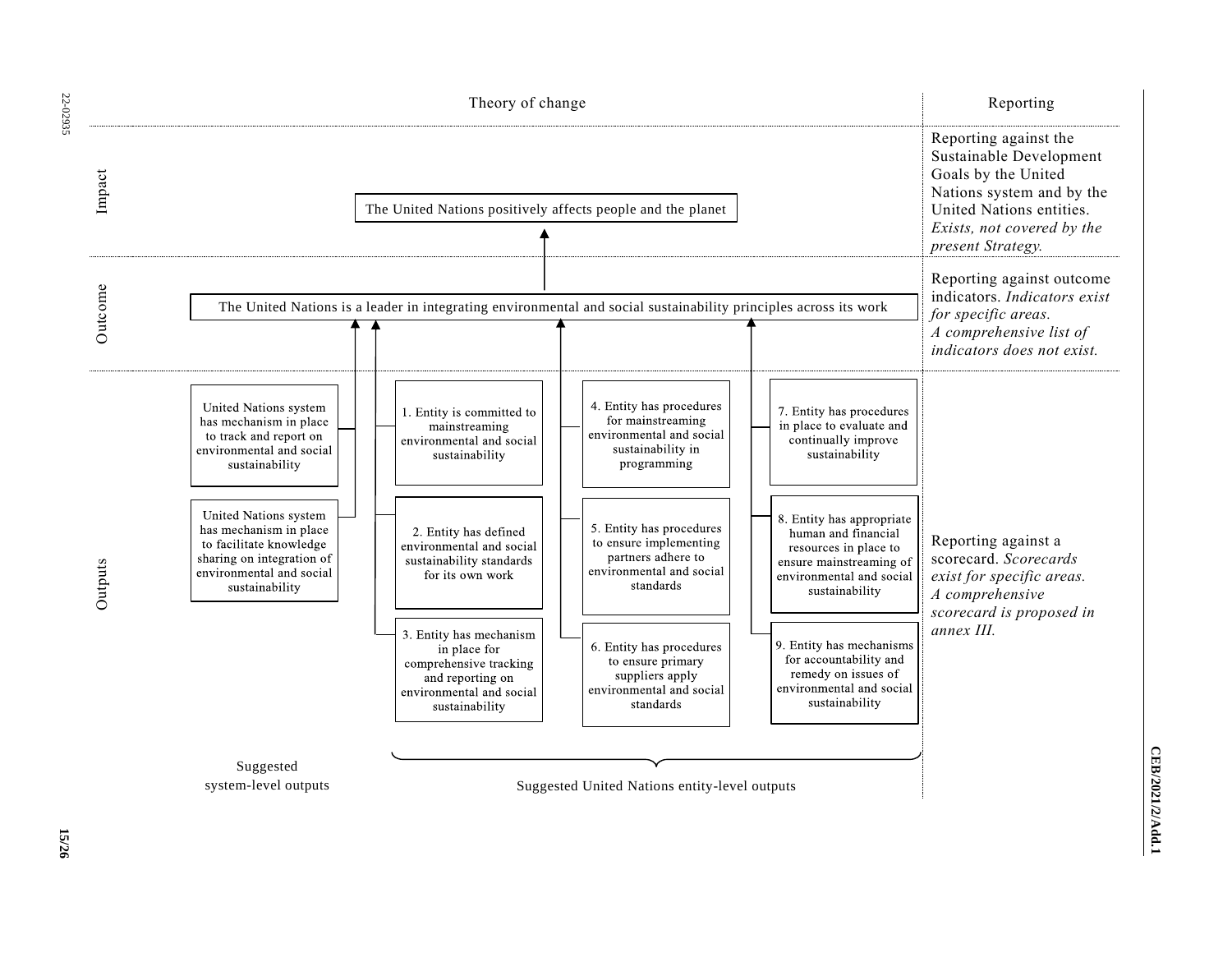| | Theory of change | Reporting |
|---|---|---|
| Impact | The United Nations positively affects people and the planet | Reporting against the Sustainable Development Goals by the United Nations system and by the United Nations entities. *Exists, not covered by the present Strategy.* |
| Outcome | The United Nations is a leader in integrating environmental and social sustainability principles across its work | Reporting against outcome indicators. *Indicators exist for specific areas. A comprehensive list of indicators does not exist.* |
| Outputs | **Suggested system-level outputs:**<br>United Nations system has mechanism in place to track and report on environmental and social sustainability<br>United Nations system has mechanism in place to facilitate knowledge sharing on integration of environmental and social sustainability<br><br>**Suggested United Nations entity-level outputs:**<br>1. Entity is committed to mainstreaming environmental and social sustainability<br>2. Entity has defined environmental and social sustainability standards for its own work<br>3. Entity has mechanism in place for comprehensive tracking and reporting on environmental and social sustainability<br>4. Entity has procedures for mainstreaming environmental and social sustainability in programming<br>5. Entity has procedures to ensure implementing partners adhere to environmental and social standards<br>6. Entity has procedures to ensure primary suppliers apply environmental and social standards<br>7. Entity has procedures in place to evaluate and continually improve sustainability<br>8. Entity has appropriate human and financial resources in place to ensure mainstreaming of environmental and social sustainability<br>9. Entity has mechanisms for accountability and remedy on issues of environmental and social sustainability | Reporting against a scorecard. *Scorecards exist for specific areas. A comprehensive scorecard is proposed in annex III.* |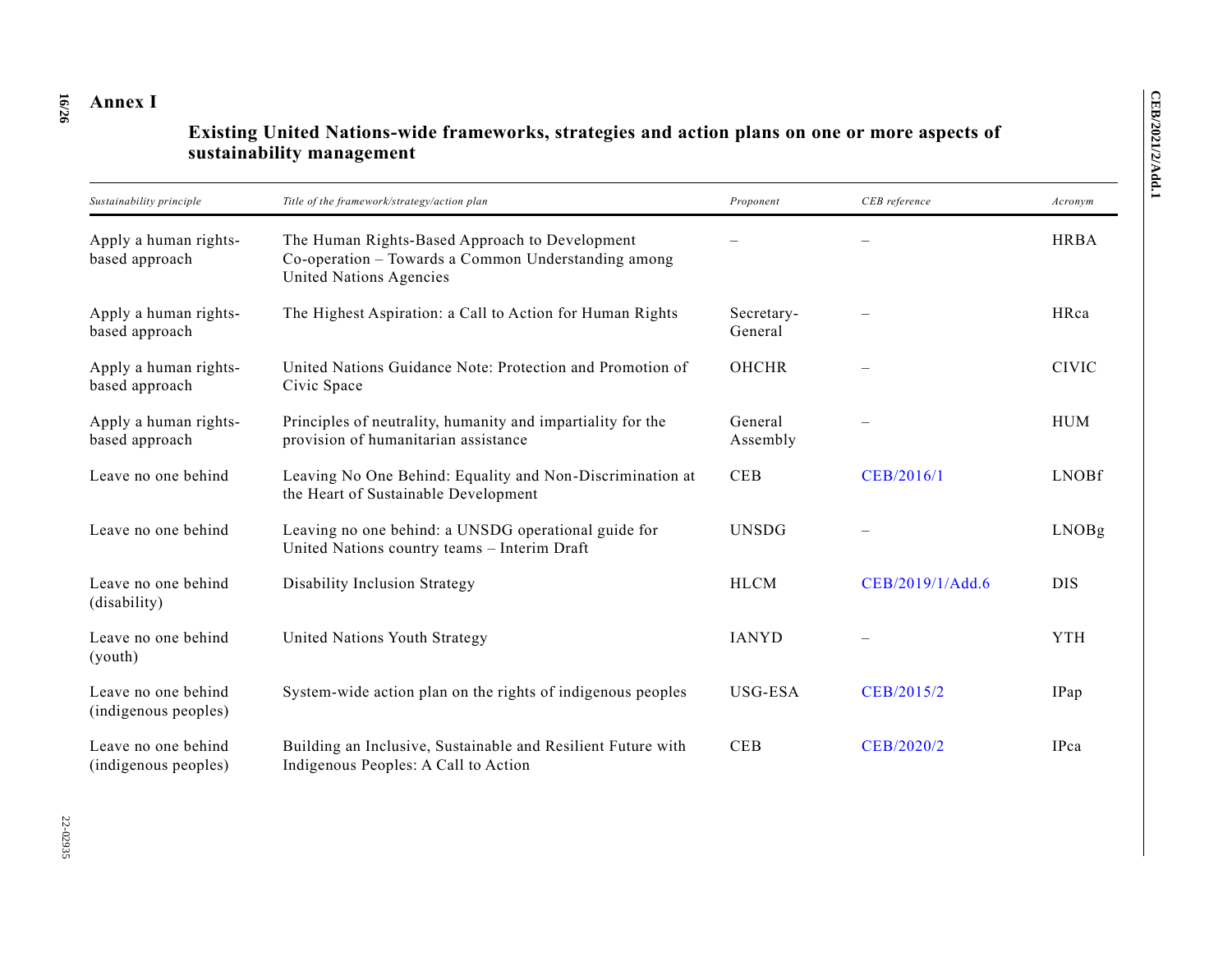# Annex I

## Existing United Nations-wide frameworks, strategies and action plans on one or more aspects of sustainability management

| *Sustainability principle* | *Title of the framework/strategy/action plan* | *Proponent* | *CEB reference* | *Acronym* |
|---|---|---|---|---|
| Apply a human rights-based approach | The Human Rights-Based Approach to Development Co-operation – Towards a Common Understanding among United Nations Agencies | – | – | HRBA |
| Apply a human rights-based approach | The Highest Aspiration: a Call to Action for Human Rights | Secretary-General | – | HRca |
| Apply a human rights-based approach | United Nations Guidance Note: Protection and Promotion of Civic Space | OHCHR | – | CIVIC |
| Apply a human rights-based approach | Principles of neutrality, humanity and impartiality for the provision of humanitarian assistance | General Assembly | – | HUM |
| Leave no one behind | Leaving No One Behind: Equality and Non-Discrimination at the Heart of Sustainable Development | CEB | CEB/2016/1 | LNOBf |
| Leave no one behind | Leaving no one behind: a UNSDG operational guide for United Nations country teams – Interim Draft | UNSDG | – | LNOBg |
| Leave no one behind (disability) | Disability Inclusion Strategy | HLCM | CEB/2019/1/Add.6 | DIS |
| Leave no one behind (youth) | United Nations Youth Strategy | IANYD | – | YTH |
| Leave no one behind (indigenous peoples) | System-wide action plan on the rights of indigenous peoples | USG-ESA | CEB/2015/2 | IPap |
| Leave no one behind (indigenous peoples) | Building an Inclusive, Sustainable and Resilient Future with Indigenous Peoples: A Call to Action | CEB | CEB/2020/2 | IPca |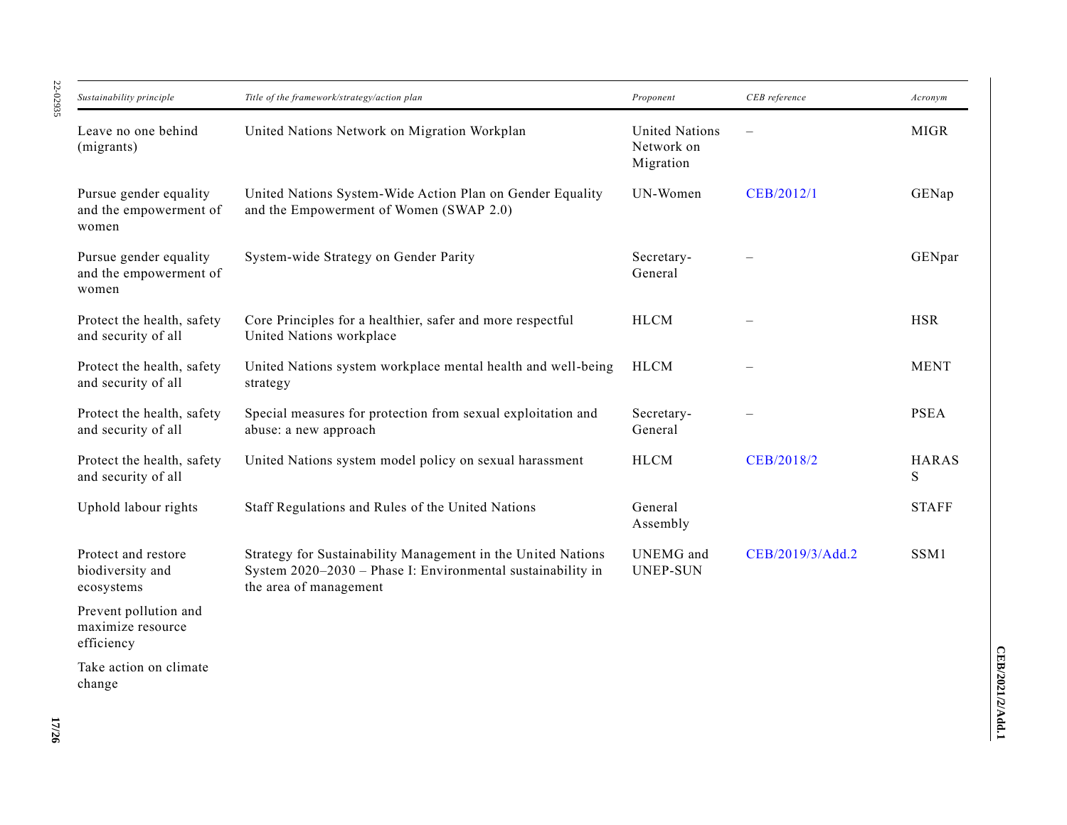| Sustainability principle | Title of the framework/strategy/action plan | Proponent | CEB reference | Acronym |
|---|---|---|---|---|
| Leave no one behind (migrants) | United Nations Network on Migration Workplan | United Nations Network on Migration | – | MIGR |
| Pursue gender equality and the empowerment of women | United Nations System-Wide Action Plan on Gender Equality and the Empowerment of Women (SWAP 2.0) | UN-Women | CEB/2012/1 | GENap |
| Pursue gender equality and the empowerment of women | System-wide Strategy on Gender Parity | Secretary-General | – | GENpar |
| Protect the health, safety and security of all | Core Principles for a healthier, safer and more respectful United Nations workplace | HLCM | – | HSR |
| Protect the health, safety and security of all | United Nations system workplace mental health and well-being strategy | HLCM | – | MENT |
| Protect the health, safety and security of all | Special measures for protection from sexual exploitation and abuse: a new approach | Secretary-General | – | PSEA |
| Protect the health, safety and security of all | United Nations system model policy on sexual harassment | HLCM | CEB/2018/2 | HARASS |
| Uphold labour rights | Staff Regulations and Rules of the United Nations | General Assembly | | STAFF |
| Protect and restore biodiversity and ecosystems<br>Prevent pollution and maximize resource efficiency<br>Take action on climate change | Strategy for Sustainability Management in the United Nations System 2020–2030 – Phase I: Environmental sustainability in the area of management | UNEMG and UNEP-SUN | CEB/2019/3/Add.2 | SSM1 |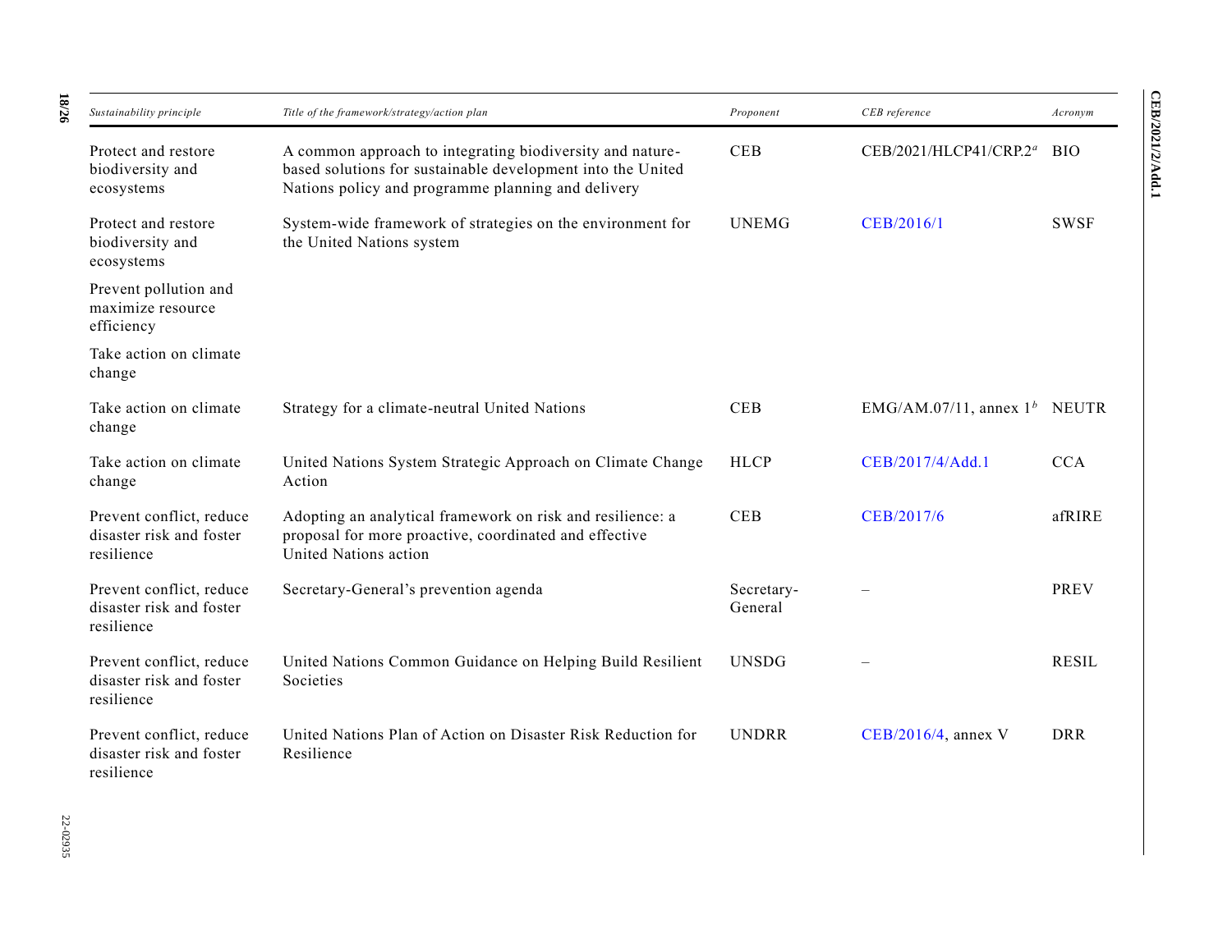| Sustainability principle | Title of the framework/strategy/action plan | Proponent | CEB reference | Acronym |
|---|---|---|---|---|
| Protect and restore biodiversity and ecosystems | A common approach to integrating biodiversity and nature-based solutions for sustainable development into the United Nations policy and programme planning and delivery | CEB | CEB/2021/HLCP41/CRP.2[a] | BIO |
| Protect and restore biodiversity and ecosystems<br>Prevent pollution and maximize resource efficiency<br>Take action on climate change | System-wide framework of strategies on the environment for the United Nations system | UNEMG | CEB/2016/1 | SWSF |
| Take action on climate change | Strategy for a climate-neutral United Nations | CEB | EMG/AM.07/11, annex 1[b] | NEUTR |
| Take action on climate change | United Nations System Strategic Approach on Climate Change Action | HLCP | CEB/2017/4/Add.1 | CCA |
| Prevent conflict, reduce disaster risk and foster resilience | Adopting an analytical framework on risk and resilience: a proposal for more proactive, coordinated and effective United Nations action | CEB | CEB/2017/6 | afRIRE |
| Prevent conflict, reduce disaster risk and foster resilience | Secretary-General's prevention agenda | Secretary-General | – | PREV |
| Prevent conflict, reduce disaster risk and foster resilience | United Nations Common Guidance on Helping Build Resilient Societies | UNSDG | – | RESIL |
| Prevent conflict, reduce disaster risk and foster resilience | United Nations Plan of Action on Disaster Risk Reduction for Resilience | UNDRR | CEB/2016/4, annex V | DRR |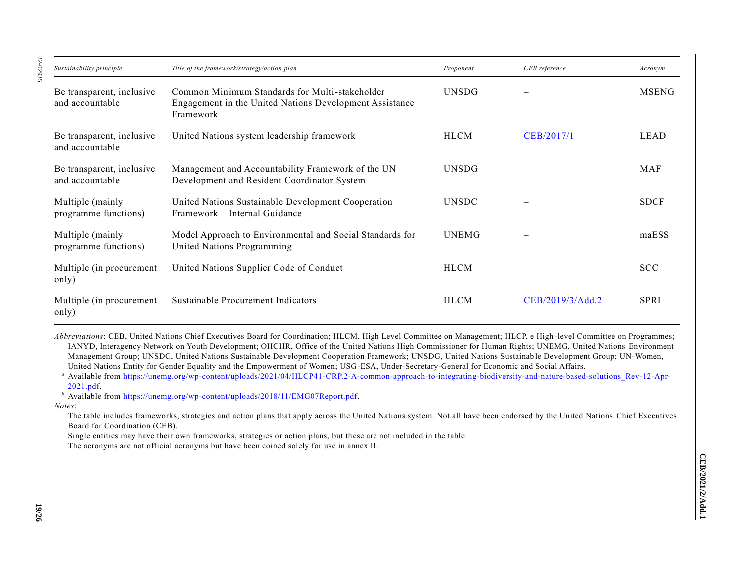| Sustainability principle | Title of the framework/strategy/action plan | Proponent | CEB reference | Acronym |
|---|---|---|---|---|
| Be transparent, inclusive and accountable | Common Minimum Standards for Multi-stakeholder Engagement in the United Nations Development Assistance Framework | UNSDG | – | MSENG |
| Be transparent, inclusive and accountable | United Nations system leadership framework | HLCM | CEB/2017/1 | LEAD |
| Be transparent, inclusive and accountable | Management and Accountability Framework of the UN Development and Resident Coordinator System | UNSDG | | MAF |
| Multiple (mainly programme functions) | United Nations Sustainable Development Cooperation Framework – Internal Guidance | UNSDC | – | SDCF |
| Multiple (mainly programme functions) | Model Approach to Environmental and Social Standards for United Nations Programming | UNEMG | – | maESS |
| Multiple (in procurement only) | United Nations Supplier Code of Conduct | HLCM | | SCC |
| Multiple (in procurement only) | Sustainable Procurement Indicators | HLCM | CEB/2019/3/Add.2 | SPRI |

*Abbreviations*: CEB, United Nations Chief Executives Board for Coordination; HLCM, High Level Committee on Management; HLCP, e High-level Committee on Programmes; IANYD, Interagency Network on Youth Development; OHCHR, Office of the United Nations High Commissioner for Human Rights; UNEMG, United Nations Environment Management Group; UNSDC, United Nations Sustainable Development Cooperation Framework; UNSDG, United Nations Sustainable Development Group; UN-Women, United Nations Entity for Gender Equality and the Empowerment of Women; USG-ESA, Under-Secretary-General for Economic and Social Affairs.

[a] Available from https://unemg.org/wp-content/uploads/2021/04/HLCP41-CRP.2-A-common-approach-to-integrating-biodiversity-and-nature-based-solutions_Rev-12-Apr-2021.pdf.

[b] Available from https://unemg.org/wp-content/uploads/2018/11/EMG07Report.pdf.

*Notes*:

The table includes frameworks, strategies and action plans that apply across the United Nations system. Not all have been endorsed by the United Nations Chief Executives Board for Coordination (CEB).

Single entities may have their own frameworks, strategies or action plans, but these are not included in the table.

The acronyms are not official acronyms but have been coined solely for use in annex II.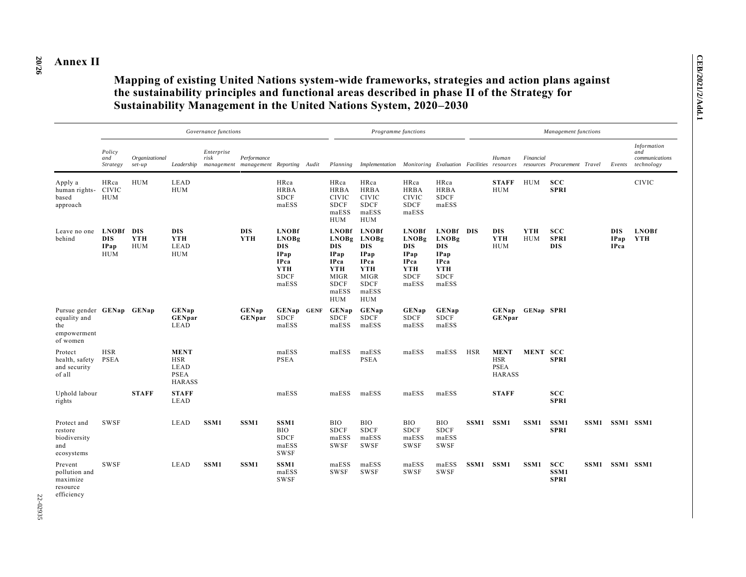# Annex II

## Mapping of existing United Nations system-wide frameworks, strategies and action plans against the sustainability principles and functional areas described in phase II of the Strategy for Sustainability Management in the United Nations System, 2020–2030

| | *Governance functions* | | | | | | | *Programme functions* | | | | *Management functions* | | | | | | |
|---|---|---|---|---|---|---|---|---|---|---|---|---|---|---|---|---|---|---|
| | *Policy and Strategy* | *Organizational set-up* | *Leadership* | *Enterprise risk management* | *Performance management* | *Reporting* | *Audit* | *Planning* | *Implementation* | *Monitoring* | *Evaluation* | *Facilities* | *Human resources* | *Financial resources* | *Procurement* | *Travel* | *Events* | *Information and communications technology* |
| Apply a human rights-based approach | HRca<br>CIVIC<br>HUM | HUM | LEAD<br>HUM | | | HRca<br>HRBA<br>SDCF<br>maESS | | HRca<br>HRBA<br>CIVIC<br>SDCF<br>maESS<br>HUM | HRca<br>HRBA<br>CIVIC<br>SDCF<br>maESS<br>HUM | HRca<br>HRBA<br>CIVIC<br>SDCF<br>maESS | HRca<br>HRBA<br>SDCF<br>maESS | | **STAFF**<br>HUM | HUM | **SCC**<br>**SPRI** | | | CIVIC |
| Leave no one behind | **LNOBf**<br>**DIS**<br>**IPap**<br>HUM | **DIS**<br>**YTH**<br>HUM | **DIS**<br>**YTH**<br>LEAD<br>HUM | | **DIS**<br>**YTH** | **LNOBf**<br>**LNOBg**<br>**DIS**<br>**IPap**<br>**IPca**<br>**YTH**<br>SDCF<br>maESS | | **LNOBf**<br>**LNOBg**<br>**DIS**<br>**IPap**<br>**IPca**<br>**YTH**<br>MIGR<br>SDCF<br>maESS<br>HUM | **LNOBf**<br>**LNOBg**<br>**DIS**<br>**IPap**<br>**IPca**<br>**YTH**<br>MIGR<br>SDCF<br>maESS<br>HUM | **LNOBf**<br>**LNOBg**<br>**DIS**<br>**IPap**<br>**IPca**<br>**YTH**<br>SDCF<br>maESS | **LNOBf**<br>**LNOBg**<br>**DIS**<br>**IPap**<br>**IPca**<br>**YTH**<br>SDCF<br>maESS | **DIS** | **DIS**<br>**YTH**<br>HUM | **YTH**<br>HUM | **SCC**<br>**SPRI**<br>**DIS** | | **DIS**<br>**IPap**<br>**IPca** | **LNOBf**<br>**YTH** |
| Pursue gender equality and the empowerment of women | **GENap** | **GENap** | **GENap**<br>**GENpar**<br>LEAD | | **GENap**<br>**GENpar** | **GENap**<br>SDCF<br>maESS | **GENF** | **GENap**<br>SDCF<br>maESS | **GENap**<br>SDCF<br>maESS | **GENap**<br>SDCF<br>maESS | **GENap**<br>SDCF<br>maESS | | **GENap**<br>**GENpar** | **GENap** | **SPRI** | | | |
| Protect health, safety and security of all | HSR<br>PSEA | | **MENT**<br>HSR<br>LEAD<br>PSEA<br>HARASS | | | maESS<br>PSEA | | maESS | maESS<br>PSEA | maESS | maESS | HSR | **MENT**<br>HSR<br>PSEA<br>HARASS | **MENT** | **SCC**<br>**SPRI** | | | |
| Uphold labour rights | | **STAFF** | **STAFF**<br>LEAD | | | maESS | | maESS | maESS | maESS | maESS | | **STAFF** | | **SCC**<br>**SPRI** | | | |
| Protect and restore biodiversity and ecosystems | SWSF | | LEAD | **SSM1** | **SSM1** | **SSM1**<br>BIO<br>SDCF<br>maESS<br>SWSF | | BIO<br>SDCF<br>maESS<br>SWSF | BIO<br>SDCF<br>maESS<br>SWSF | BIO<br>SDCF<br>maESS<br>SWSF | BIO<br>SDCF<br>maESS<br>SWSF | **SSM1** | **SSM1** | **SSM1** | **SSM1**<br>**SPRI** | **SSM1** | **SSM1** | **SSM1** |
| Prevent pollution and maximize resource efficiency | SWSF | | LEAD | **SSM1** | **SSM1** | **SSM1**<br>maESS<br>SWSF | | maESS<br>SWSF | maESS<br>SWSF | maESS<br>SWSF | maESS<br>SWSF | **SSM1** | **SSM1** | **SSM1** | **SCC**<br>**SSM1**<br>**SPRI** | **SSM1** | **SSM1** | **SSM1** |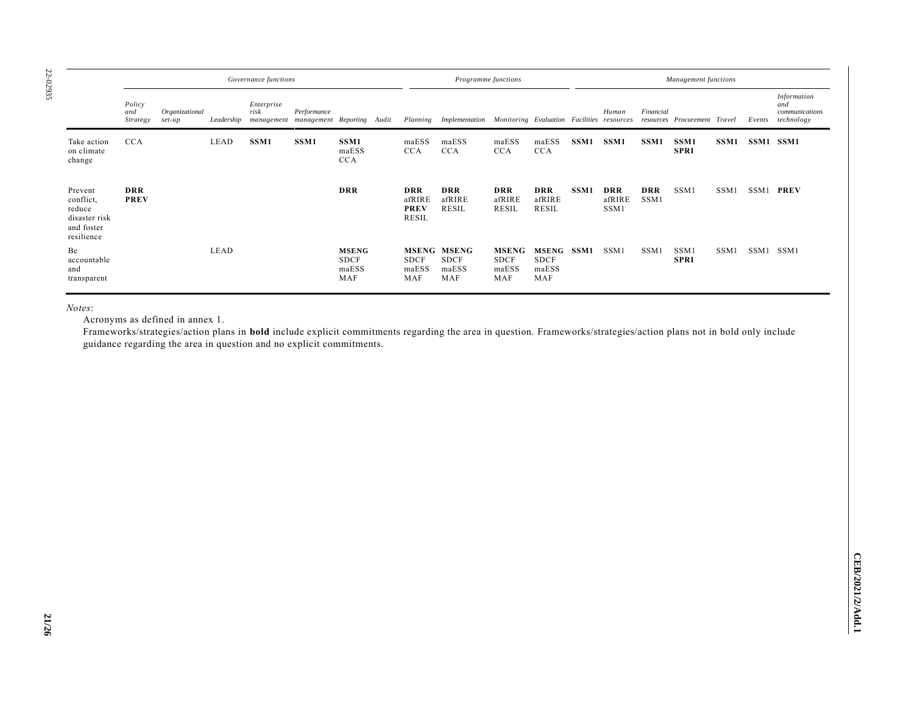| | Governance functions | | | | | | | Programme functions | | | | Management functions | | | | | | |
|---|---|---|---|---|---|---|---|---|---|---|---|---|---|---|---|---|---|---|
| | *Policy and Strategy* | *Organizational set-up* | *Leadership* | *Enterprise risk management* | *Performance management* | *Reporting* | *Audit* | *Planning* | *Implementation* | *Monitoring* | *Evaluation* | *Facilities* | *Human resources* | *Financial resources* | *Procurement* | *Travel* | *Events* | *Information and communications technology* |
| Take action on climate change | CCA | | LEAD | **SSM1** | **SSM1** | **SSM1** maESS CCA | | maESS CCA | maESS CCA | maESS CCA | maESS CCA | **SSM1** | **SSM1** | **SSM1** | **SSM1** **SPRI** | **SSM1** | **SSM1** | **SSM1** |
| Prevent conflict, reduce disaster risk and foster resilience | **DRR** **PREV** | | | | | **DRR** | | **DRR** afRIRE **PREV** RESIL | **DRR** afRIRE RESIL | **DRR** afRIRE RESIL | **DRR** afRIRE RESIL | **SSM1** | **DRR** afRIRE SSM1 | **DRR** SSM1 | SSM1 | SSM1 | SSM1 | **PREV** |
| Be accountable and transparent | | | LEAD | | | **MSENG** SDCF maESS MAF | | **MSENG** SDCF maESS MAF | **MSENG** SDCF maESS MAF | **MSENG** SDCF maESS MAF | **MSENG** SDCF maESS MAF | **SSM1** | SSM1 | SSM1 | SSM1 **SPRI** | SSM1 | SSM1 | SSM1 |

*Notes*:

Acronyms as defined in annex 1.

Frameworks/strategies/action plans in **bold** include explicit commitments regarding the area in question. Frameworks/strategies/action plans not in bold only include guidance regarding the area in question and no explicit commitments.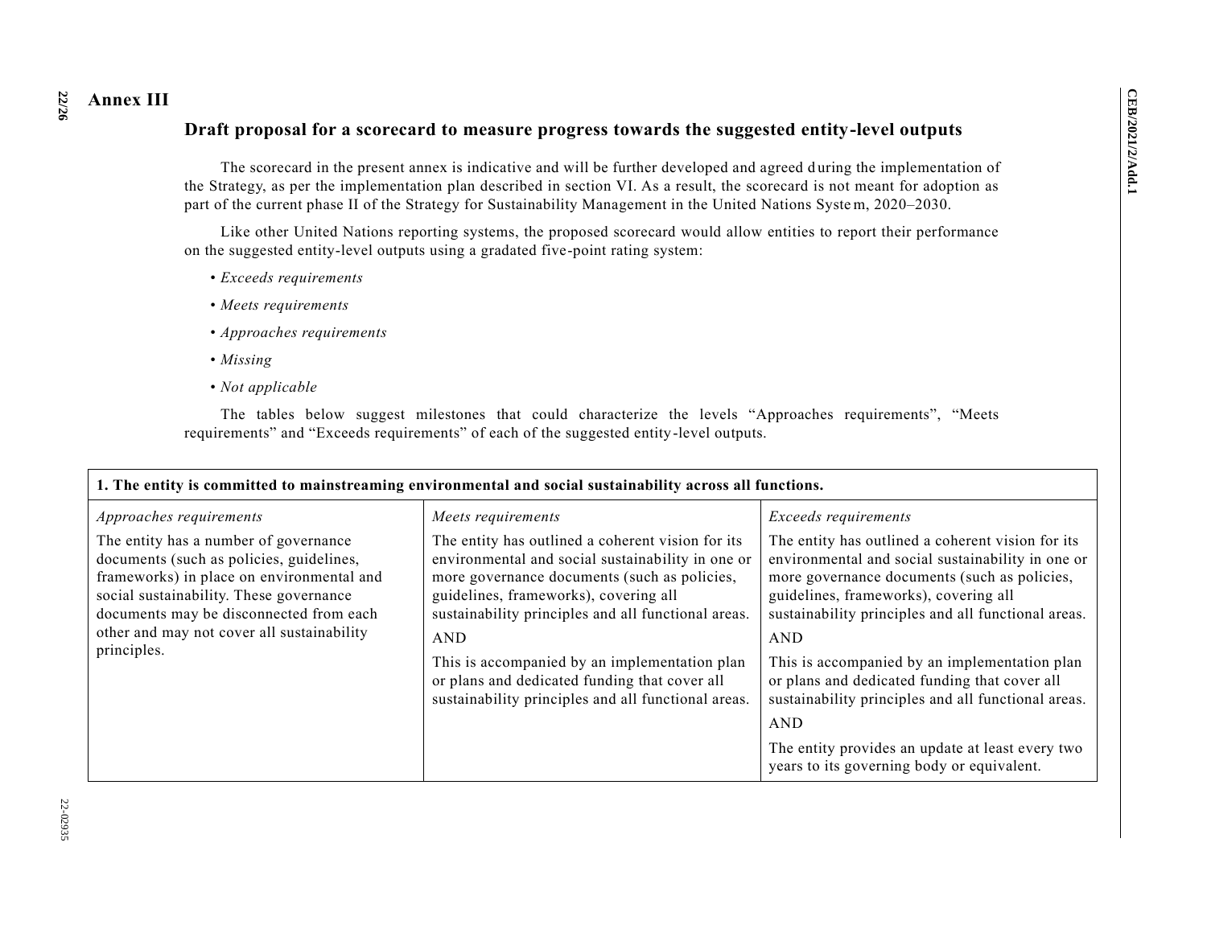## Annex III

### Draft proposal for a scorecard to measure progress towards the suggested entity-level outputs

The scorecard in the present annex is indicative and will be further developed and agreed during the implementation of the Strategy, as per the implementation plan described in section VI. As a result, the scorecard is not meant for adoption as part of the current phase II of the Strategy for Sustainability Management in the United Nations System, 2020–2030.

Like other United Nations reporting systems, the proposed scorecard would allow entities to report their performance on the suggested entity-level outputs using a gradated five-point rating system:

- *Exceeds requirements*
- *Meets requirements*
- *Approaches requirements*
- *Missing*
- *Not applicable*

The tables below suggest milestones that could characterize the levels "Approaches requirements", "Meets requirements" and "Exceeds requirements" of each of the suggested entity-level outputs.

| **1. The entity is committed to mainstreaming environmental and social sustainability across all functions.** | | |
|---|---|---|
| *Approaches requirements* | *Meets requirements* | *Exceeds requirements* |
| The entity has a number of governance documents (such as policies, guidelines, frameworks) in place on environmental and social sustainability. These governance documents may be disconnected from each other and may not cover all sustainability principles. | The entity has outlined a coherent vision for its environmental and social sustainability in one or more governance documents (such as policies, guidelines, frameworks), covering all sustainability principles and all functional areas.<br>AND<br>This is accompanied by an implementation plan or plans and dedicated funding that cover all sustainability principles and all functional areas. | The entity has outlined a coherent vision for its environmental and social sustainability in one or more governance documents (such as policies, guidelines, frameworks), covering all sustainability principles and all functional areas.<br>AND<br>This is accompanied by an implementation plan or plans and dedicated funding that cover all sustainability principles and all functional areas.<br>AND<br>The entity provides an update at least every two years to its governing body or equivalent. |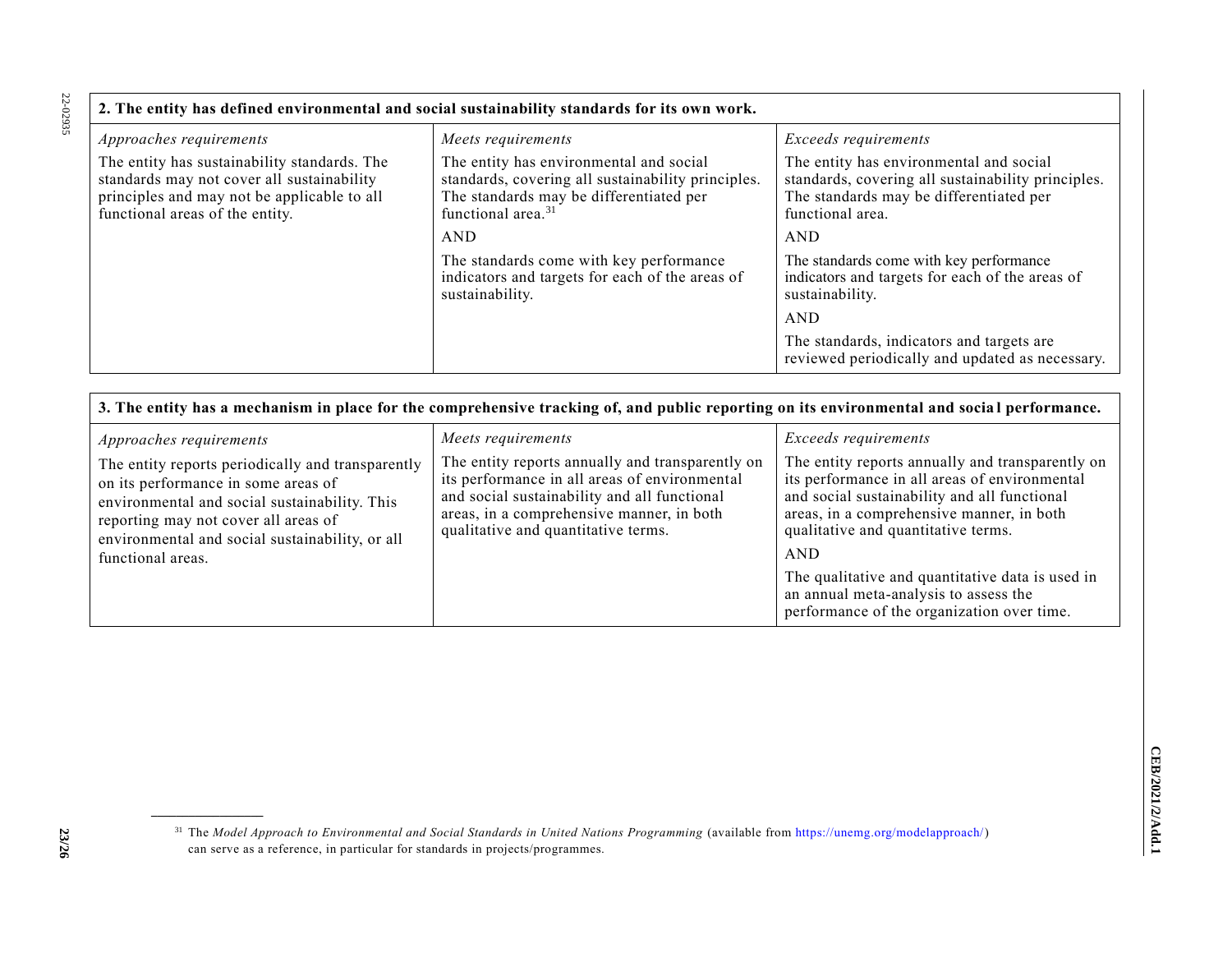| 2. The entity has defined environmental and social sustainability standards for its own work. | | |
|---|---|---|
| *Approaches requirements* | *Meets requirements* | *Exceeds requirements* |
| The entity has sustainability standards. The standards may not cover all sustainability principles and may not be applicable to all functional areas of the entity. | The entity has environmental and social standards, covering all sustainability principles. The standards may be differentiated per functional area.[31]<br><br>AND<br><br>The standards come with key performance indicators and targets for each of the areas of sustainability. | The entity has environmental and social standards, covering all sustainability principles. The standards may be differentiated per functional area.<br><br>AND<br><br>The standards come with key performance indicators and targets for each of the areas of sustainability.<br><br>AND<br><br>The standards, indicators and targets are reviewed periodically and updated as necessary. |

| 3. The entity has a mechanism in place for the comprehensive tracking of, and public reporting on its environmental and social performance. | | |
|---|---|---|
| *Approaches requirements* | *Meets requirements* | *Exceeds requirements* |
| The entity reports periodically and transparently on its performance in some areas of environmental and social sustainability. This reporting may not cover all areas of environmental and social sustainability, or all functional areas. | The entity reports annually and transparently on its performance in all areas of environmental and social sustainability and all functional areas, in a comprehensive manner, in both qualitative and quantitative terms. | The entity reports annually and transparently on its performance in all areas of environmental and social sustainability and all functional areas, in a comprehensive manner, in both qualitative and quantitative terms.<br><br>AND<br><br>The qualitative and quantitative data is used in an annual meta-analysis to assess the performance of the organization over time. |

[31] The *Model Approach to Environmental and Social Standards in United Nations Programming* (available from https://unemg.org/modelapproach/) can serve as a reference, in particular for standards in projects/programmes.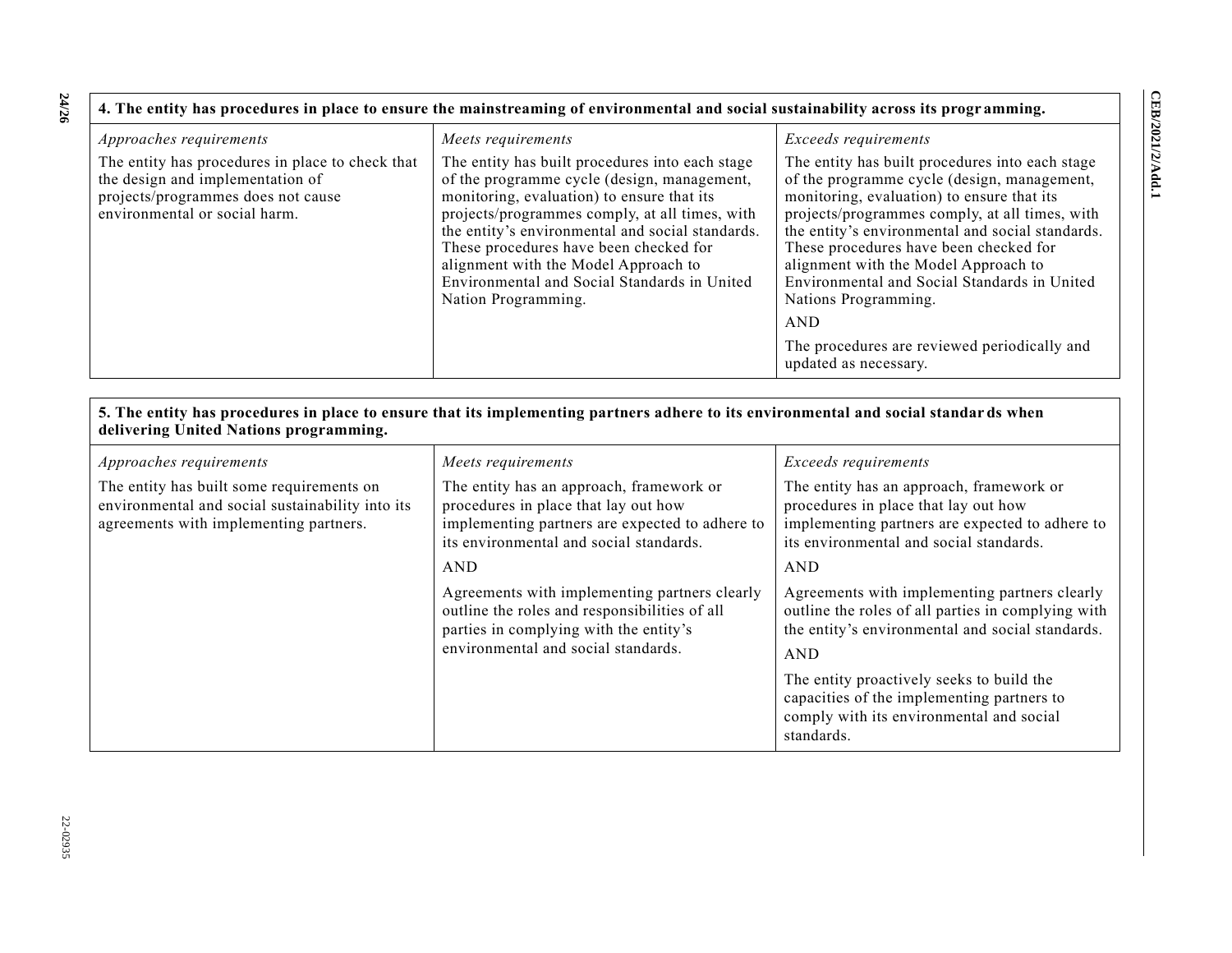| 4. The entity has procedures in place to ensure the mainstreaming of environmental and social sustainability across its programming. | | |
|---|---|---|
| *Approaches requirements* | *Meets requirements* | *Exceeds requirements* |
| The entity has procedures in place to check that the design and implementation of projects/programmes does not cause environmental or social harm. | The entity has built procedures into each stage of the programme cycle (design, management, monitoring, evaluation) to ensure that its projects/programmes comply, at all times, with the entity's environmental and social standards. These procedures have been checked for alignment with the Model Approach to Environmental and Social Standards in United Nation Programming. | The entity has built procedures into each stage of the programme cycle (design, management, monitoring, evaluation) to ensure that its projects/programmes comply, at all times, with the entity's environmental and social standards. These procedures have been checked for alignment with the Model Approach to Environmental and Social Standards in United Nations Programming.<br><br>AND<br><br>The procedures are reviewed periodically and updated as necessary. |

| 5. The entity has procedures in place to ensure that its implementing partners adhere to its environmental and social standards when delivering United Nations programming. | | |
|---|---|---|
| *Approaches requirements* | *Meets requirements* | *Exceeds requirements* |
| The entity has built some requirements on environmental and social sustainability into its agreements with implementing partners. | The entity has an approach, framework or procedures in place that lay out how implementing partners are expected to adhere to its environmental and social standards.<br><br>AND<br><br>Agreements with implementing partners clearly outline the roles and responsibilities of all parties in complying with the entity's environmental and social standards. | The entity has an approach, framework or procedures in place that lay out how implementing partners are expected to adhere to its environmental and social standards.<br><br>AND<br><br>Agreements with implementing partners clearly outline the roles of all parties in complying with the entity's environmental and social standards.<br><br>AND<br><br>The entity proactively seeks to build the capacities of the implementing partners to comply with its environmental and social standards. |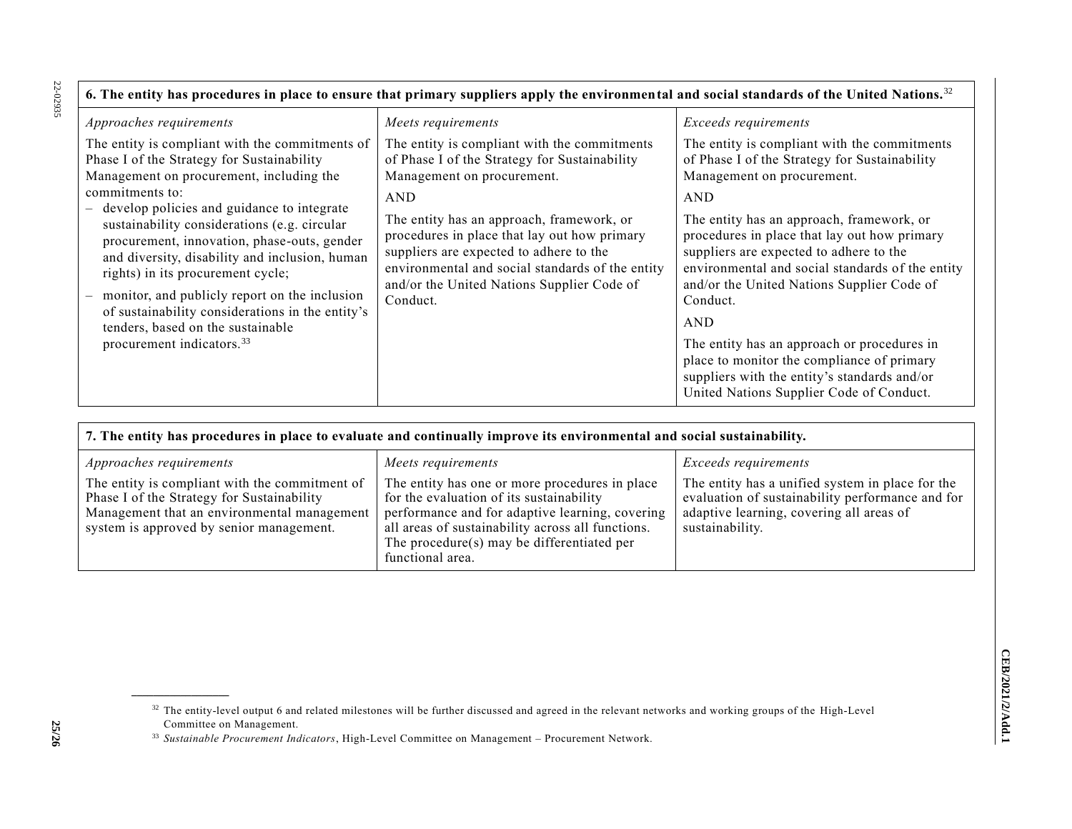| 6. The entity has procedures in place to ensure that primary suppliers apply the environmental and social standards of the United Nations.[32] | | |
|---|---|---|
| *Approaches requirements* | *Meets requirements* | *Exceeds requirements* |
| The entity is compliant with the commitments of Phase I of the Strategy for Sustainability Management on procurement, including the commitments to:<br>– develop policies and guidance to integrate sustainability considerations (e.g. circular procurement, innovation, phase-outs, gender and diversity, disability and inclusion, human rights) in its procurement cycle;<br>– monitor, and publicly report on the inclusion of sustainability considerations in the entity's tenders, based on the sustainable procurement indicators.[33] | The entity is compliant with the commitments of Phase I of the Strategy for Sustainability Management on procurement.<br>AND<br>The entity has an approach, framework, or procedures in place that lay out how primary suppliers are expected to adhere to the environmental and social standards of the entity and/or the United Nations Supplier Code of Conduct. | The entity is compliant with the commitments of Phase I of the Strategy for Sustainability Management on procurement.<br>AND<br>The entity has an approach, framework, or procedures in place that lay out how primary suppliers are expected to adhere to the environmental and social standards of the entity and/or the United Nations Supplier Code of Conduct.<br>AND<br>The entity has an approach or procedures in place to monitor the compliance of primary suppliers with the entity's standards and/or United Nations Supplier Code of Conduct. |

| 7. The entity has procedures in place to evaluate and continually improve its environmental and social sustainability. | | |
|---|---|---|
| *Approaches requirements* | *Meets requirements* | *Exceeds requirements* |
| The entity is compliant with the commitment of Phase I of the Strategy for Sustainability Management that an environmental management system is approved by senior management. | The entity has one or more procedures in place for the evaluation of its sustainability performance and for adaptive learning, covering all areas of sustainability across all functions. The procedure(s) may be differentiated per functional area. | The entity has a unified system in place for the evaluation of sustainability performance and for adaptive learning, covering all areas of sustainability. |

[32] The entity-level output 6 and related milestones will be further discussed and agreed in the relevant networks and working groups of the High-Level Committee on Management.

[33] *Sustainable Procurement Indicators*, High-Level Committee on Management – Procurement Network.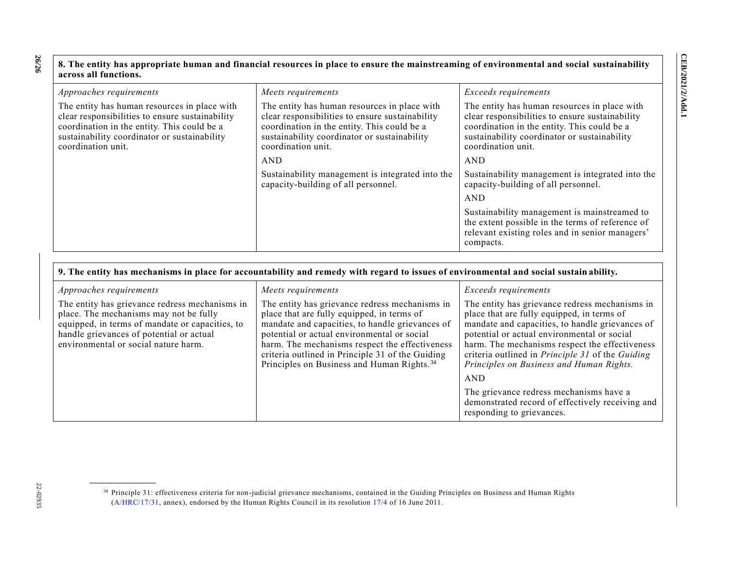| 8. The entity has appropriate human and financial resources in place to ensure the mainstreaming of environmental and social sustainability across all functions. | | |
|---|---|---|
| *Approaches requirements* | *Meets requirements* | *Exceeds requirements* |
| The entity has human resources in place with clear responsibilities to ensure sustainability coordination in the entity. This could be a sustainability coordinator or sustainability coordination unit. | The entity has human resources in place with clear responsibilities to ensure sustainability coordination in the entity. This could be a sustainability coordinator or sustainability coordination unit.<br><br>AND<br><br>Sustainability management is integrated into the capacity-building of all personnel. | The entity has human resources in place with clear responsibilities to ensure sustainability coordination in the entity. This could be a sustainability coordinator or sustainability coordination unit.<br><br>AND<br><br>Sustainability management is integrated into the capacity-building of all personnel.<br><br>AND<br><br>Sustainability management is mainstreamed to the extent possible in the terms of reference of relevant existing roles and in senior managers' compacts. |

| 9. The entity has mechanisms in place for accountability and remedy with regard to issues of environmental and social sustainability. | | |
|---|---|---|
| *Approaches requirements* | *Meets requirements* | *Exceeds requirements* |
| The entity has grievance redress mechanisms in place. The mechanisms may not be fully equipped, in terms of mandate or capacities, to handle grievances of potential or actual environmental or social nature harm. | The entity has grievance redress mechanisms in place that are fully equipped, in terms of mandate and capacities, to handle grievances of potential or actual environmental or social harm. The mechanisms respect the effectiveness criteria outlined in Principle 31 of the Guiding Principles on Business and Human Rights.[34] | The entity has grievance redress mechanisms in place that are fully equipped, in terms of mandate and capacities, to handle grievances of potential or actual environmental or social harm. The mechanisms respect the effectiveness criteria outlined in *Principle 31* of the *Guiding Principles on Business and Human Rights.*<br><br>AND<br><br>The grievance redress mechanisms have a demonstrated record of effectively receiving and responding to grievances. |

[34] Principle 31: effectiveness criteria for non-judicial grievance mechanisms, contained in the Guiding Principles on Business and Human Rights (A/HRC/17/31, annex), endorsed by the Human Rights Council in its resolution 17/4 of 16 June 2011.